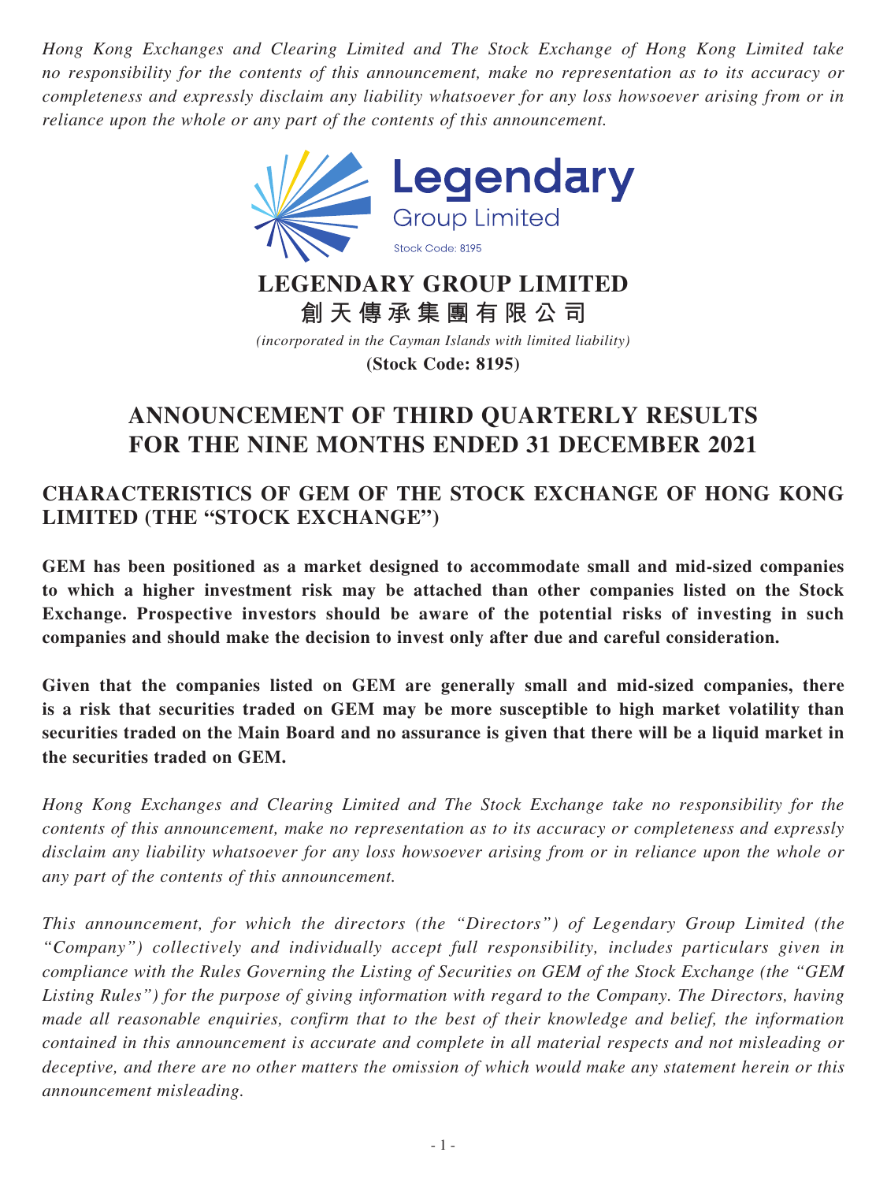*Hong Kong Exchanges and Clearing Limited and The Stock Exchange of Hong Kong Limited take no responsibility for the contents of this announcement, make no representation as to its accuracy or completeness and expressly disclaim any liability whatsoever for any loss howsoever arising from or in reliance upon the whole or any part of the contents of this announcement.*

Legendary Group Limited
Stock Code: 8195

**LEGENDARY GROUP LIMITED**
**創天傳承集團有限公司**
*(incorporated in the Cayman Islands with limited liability)*
**(Stock Code: 8195)**

# ANNOUNCEMENT OF THIRD QUARTERLY RESULTS FOR THE NINE MONTHS ENDED 31 DECEMBER 2021

## CHARACTERISTICS OF GEM OF THE STOCK EXCHANGE OF HONG KONG LIMITED (THE "STOCK EXCHANGE")

**GEM has been positioned as a market designed to accommodate small and mid-sized companies to which a higher investment risk may be attached than other companies listed on the Stock Exchange. Prospective investors should be aware of the potential risks of investing in such companies and should make the decision to invest only after due and careful consideration.**

**Given that the companies listed on GEM are generally small and mid-sized companies, there is a risk that securities traded on GEM may be more susceptible to high market volatility than securities traded on the Main Board and no assurance is given that there will be a liquid market in the securities traded on GEM.**

*Hong Kong Exchanges and Clearing Limited and The Stock Exchange take no responsibility for the contents of this announcement, make no representation as to its accuracy or completeness and expressly disclaim any liability whatsoever for any loss howsoever arising from or in reliance upon the whole or any part of the contents of this announcement.*

*This announcement, for which the directors (the "Directors") of Legendary Group Limited (the "Company") collectively and individually accept full responsibility, includes particulars given in compliance with the Rules Governing the Listing of Securities on GEM of the Stock Exchange (the "GEM Listing Rules") for the purpose of giving information with regard to the Company. The Directors, having made all reasonable enquiries, confirm that to the best of their knowledge and belief, the information contained in this announcement is accurate and complete in all material respects and not misleading or deceptive, and there are no other matters the omission of which would make any statement herein or this announcement misleading.*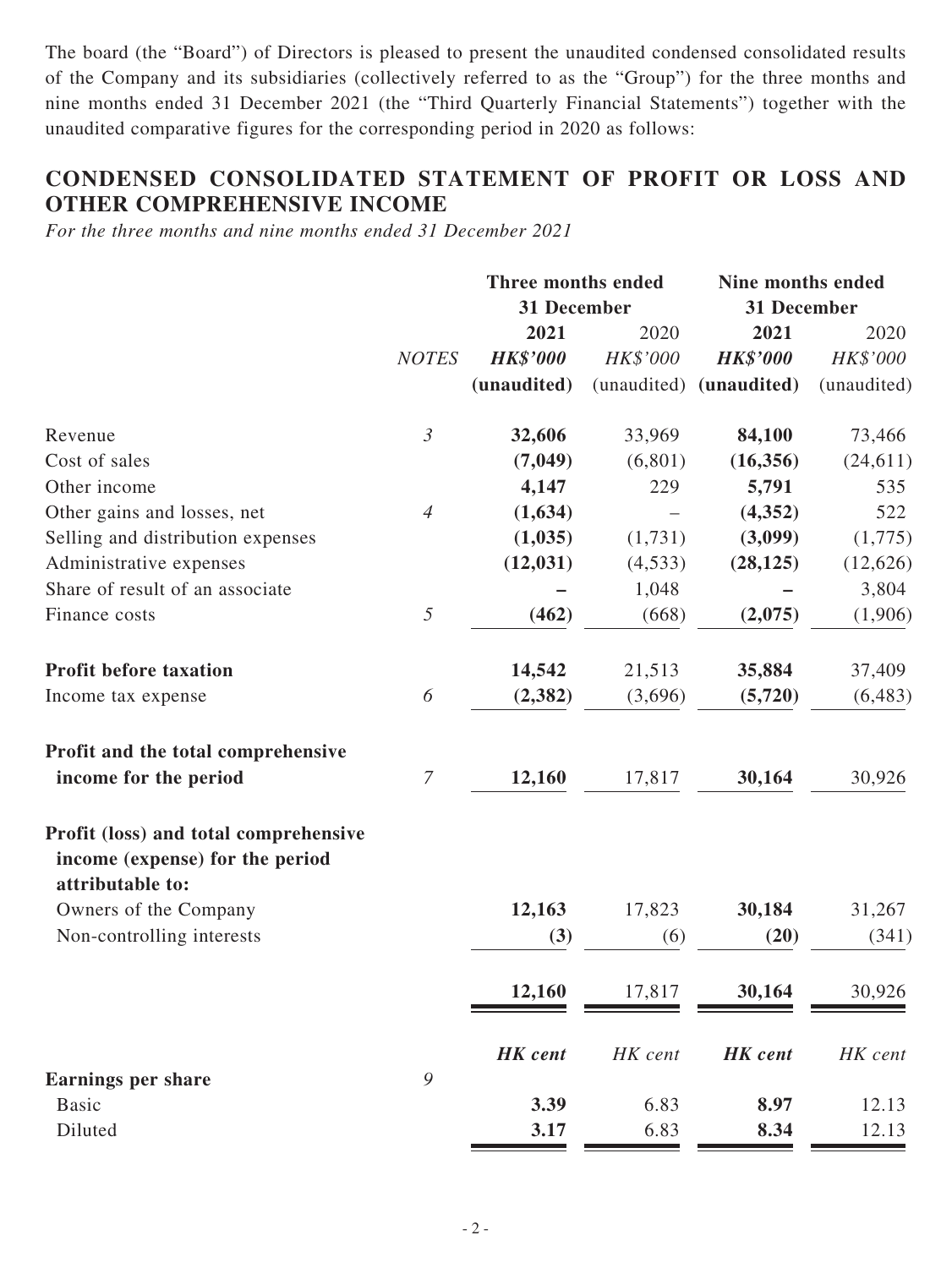The board (the "Board") of Directors is pleased to present the unaudited condensed consolidated results of the Company and its subsidiaries (collectively referred to as the "Group") for the three months and nine months ended 31 December 2021 (the "Third Quarterly Financial Statements") together with the unaudited comparative figures for the corresponding period in 2020 as follows:

## CONDENSED CONSOLIDATED STATEMENT OF PROFIT OR LOSS AND OTHER COMPREHENSIVE INCOME

*For the three months and nine months ended 31 December 2021*

| | | Three months ended 31 December | | Nine months ended 31 December | |
|---|---|---|---|---|---|
| | | **2021** | 2020 | **2021** | 2020 |
| | *NOTES* | ***HK$'000*** | *HK$'000* | ***HK$'000*** | *HK$'000* |
| | | **(unaudited)** | (unaudited) | **(unaudited)** | (unaudited) |
| Revenue | *3* | **32,606** | 33,969 | **84,100** | 73,466 |
| Cost of sales | | **(7,049)** | (6,801) | **(16,356)** | (24,611) |
| Other income | | **4,147** | 229 | **5,791** | 535 |
| Other gains and losses, net | *4* | **(1,634)** | – | **(4,352)** | 522 |
| Selling and distribution expenses | | **(1,035)** | (1,731) | **(3,099)** | (1,775) |
| Administrative expenses | | **(12,031)** | (4,533) | **(28,125)** | (12,626) |
| Share of result of an associate | | **–** | 1,048 | **–** | 3,804 |
| Finance costs | *5* | **(462)** | (668) | **(2,075)** | (1,906) |
| **Profit before taxation** | | **14,542** | 21,513 | **35,884** | 37,409 |
| Income tax expense | *6* | **(2,382)** | (3,696) | **(5,720)** | (6,483) |
| **Profit and the total comprehensive income for the period** | *7* | **12,160** | 17,817 | **30,164** | 30,926 |
| **Profit (loss) and total comprehensive income (expense) for the period attributable to:** | | | | | |
| Owners of the Company | | **12,163** | 17,823 | **30,184** | 31,267 |
| Non-controlling interests | | **(3)** | (6) | **(20)** | (341) |
| | | **12,160** | 17,817 | **30,164** | 30,926 |
| | | ***HK cent*** | *HK cent* | ***HK cent*** | *HK cent* |
| **Earnings per share** | *9* | | | | |
| Basic | | **3.39** | 6.83 | **8.97** | 12.13 |
| Diluted | | **3.17** | 6.83 | **8.34** | 12.13 |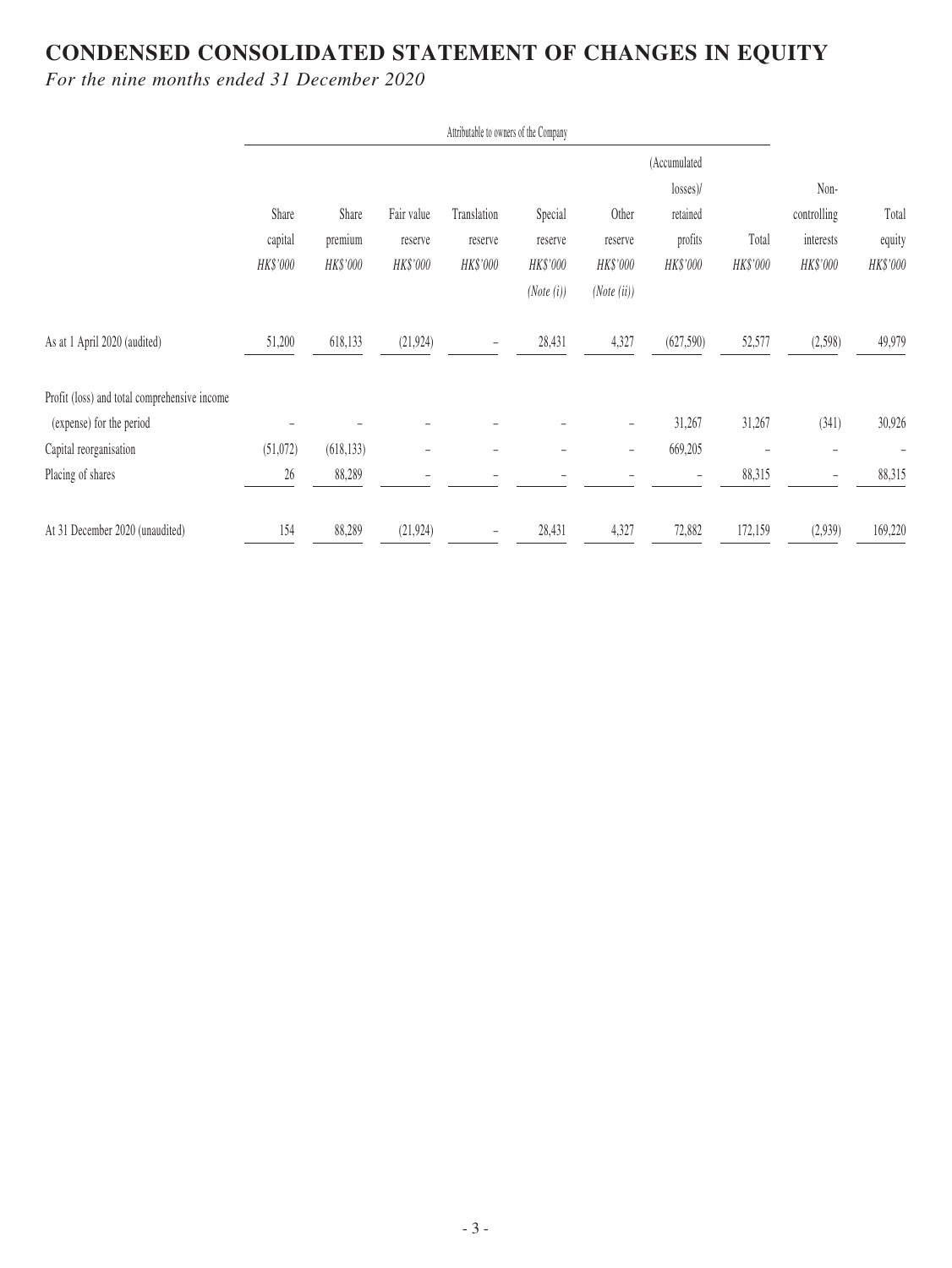# CONDENSED CONSOLIDATED STATEMENT OF CHANGES IN EQUITY

*For the nine months ended 31 December 2020*

| | Attributable to owners of the Company | | | | | | | | | |
|---|---|---|---|---|---|---|---|---|---|---|
| | Share capital | Share premium | Fair value reserve | Translation reserve | Special reserve | Other reserve | (Accumulated losses)/ retained profits | Total | Non-controlling interests | Total equity |
| | *HK$'000* | *HK$'000* | *HK$'000* | *HK$'000* | *HK$'000* | *HK$'000* | *HK$'000* | *HK$'000* | *HK$'000* | *HK$'000* |
| | | | | | *(Note (i))* | *(Note (ii))* | | | | |
| As at 1 April 2020 (audited) | 51,200 | 618,133 | (21,924) | – | 28,431 | 4,327 | (627,590) | 52,577 | (2,598) | 49,979 |
| Profit (loss) and total comprehensive income (expense) for the period | – | – | – | – | – | – | 31,267 | 31,267 | (341) | 30,926 |
| Capital reorganisation | (51,072) | (618,133) | – | – | – | – | 669,205 | – | – | – |
| Placing of shares | 26 | 88,289 | – | – | – | – | – | 88,315 | – | 88,315 |
| At 31 December 2020 (unaudited) | 154 | 88,289 | (21,924) | – | 28,431 | 4,327 | 72,882 | 172,159 | (2,939) | 169,220 |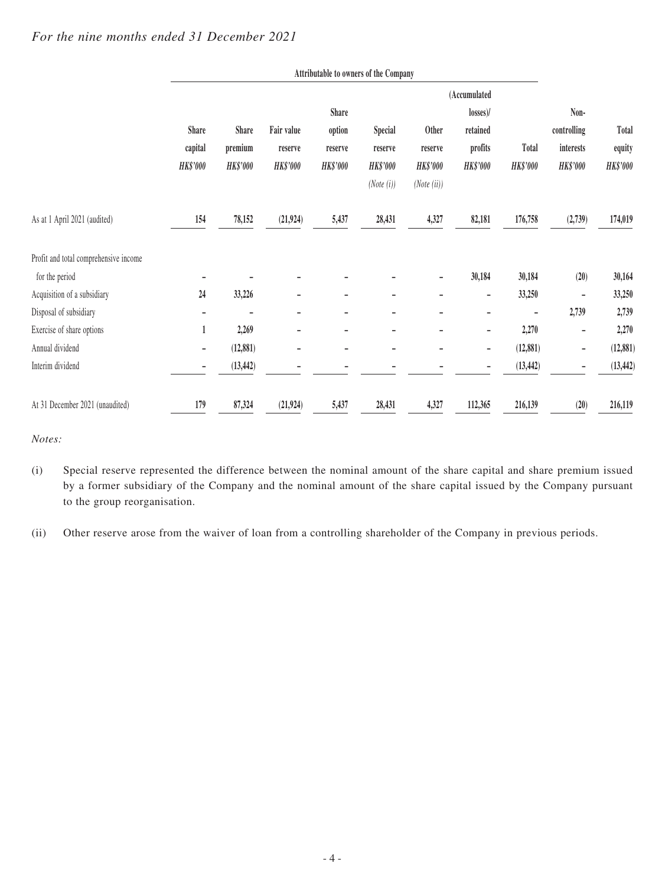*For the nine months ended 31 December 2021*

| | Attributable to owners of the Company | | | | | | | | | |
|---|---|---|---|---|---|---|---|---|---|---|
| | Share capital HK$'000 | Share premium HK$'000 | Fair value reserve HK$'000 | Share option reserve HK$'000 | Special reserve HK$'000 (Note (i)) | Other reserve HK$'000 (Note (ii)) | (Accumulated losses)/ retained profits HK$'000 | Total HK$'000 | Non-controlling interests HK$'000 | Total equity HK$'000 |
| As at 1 April 2021 (audited) | 154 | 78,152 | (21,924) | 5,437 | 28,431 | 4,327 | 82,181 | 176,758 | (2,739) | 174,019 |
| Profit and total comprehensive income for the period | – | – | – | – | – | – | 30,184 | 30,184 | (20) | 30,164 |
| Acquisition of a subsidiary | 24 | 33,226 | – | – | – | – | – | 33,250 | – | 33,250 |
| Disposal of subsidiary | – | – | – | – | – | – | – | – | 2,739 | 2,739 |
| Exercise of share options | 1 | 2,269 | – | – | – | – | – | 2,270 | – | 2,270 |
| Annual dividend | – | (12,881) | – | – | – | – | – | (12,881) | – | (12,881) |
| Interim dividend | – | (13,442) | – | – | – | – | – | (13,442) | – | (13,442) |
| At 31 December 2021 (unaudited) | 179 | 87,324 | (21,924) | 5,437 | 28,431 | 4,327 | 112,365 | 216,139 | (20) | 216,119 |

*Notes:*

(i) Special reserve represented the difference between the nominal amount of the share capital and share premium issued by a former subsidiary of the Company and the nominal amount of the share capital issued by the Company pursuant to the group reorganisation.

(ii) Other reserve arose from the waiver of loan from a controlling shareholder of the Company in previous periods.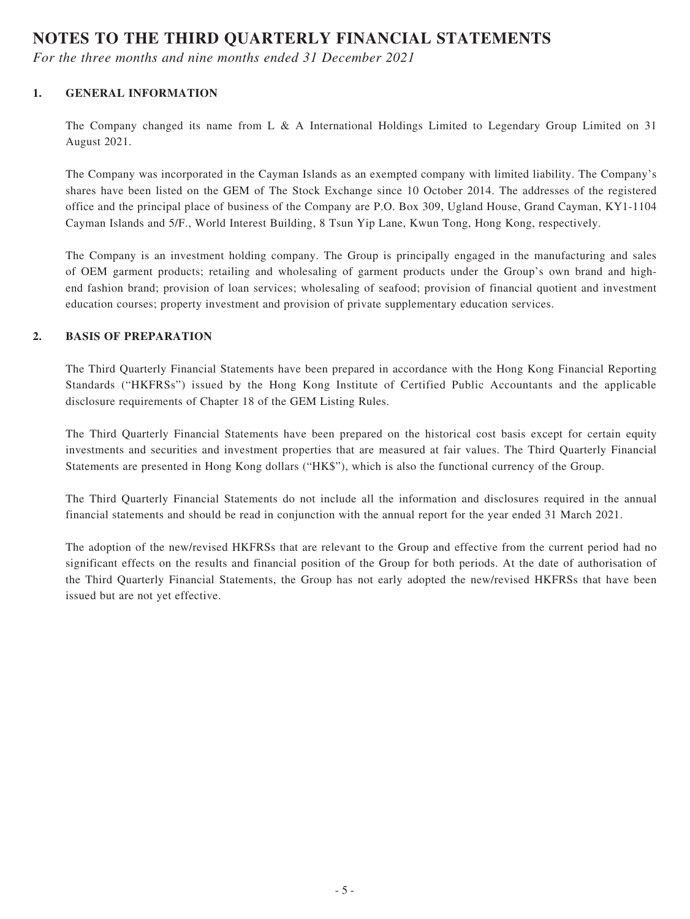# NOTES TO THE THIRD QUARTERLY FINANCIAL STATEMENTS

*For the three months and nine months ended 31 December 2021*

## 1. GENERAL INFORMATION

The Company changed its name from L & A International Holdings Limited to Legendary Group Limited on 31 August 2021.

The Company was incorporated in the Cayman Islands as an exempted company with limited liability. The Company's shares have been listed on the GEM of The Stock Exchange since 10 October 2014. The addresses of the registered office and the principal place of business of the Company are P.O. Box 309, Ugland House, Grand Cayman, KY1-1104 Cayman Islands and 5/F., World Interest Building, 8 Tsun Yip Lane, Kwun Tong, Hong Kong, respectively.

The Company is an investment holding company. The Group is principally engaged in the manufacturing and sales of OEM garment products; retailing and wholesaling of garment products under the Group's own brand and high-end fashion brand; provision of loan services; wholesaling of seafood; provision of financial quotient and investment education courses; property investment and provision of private supplementary education services.

## 2. BASIS OF PREPARATION

The Third Quarterly Financial Statements have been prepared in accordance with the Hong Kong Financial Reporting Standards ("HKFRSs") issued by the Hong Kong Institute of Certified Public Accountants and the applicable disclosure requirements of Chapter 18 of the GEM Listing Rules.

The Third Quarterly Financial Statements have been prepared on the historical cost basis except for certain equity investments and securities and investment properties that are measured at fair values. The Third Quarterly Financial Statements are presented in Hong Kong dollars ("HK$"), which is also the functional currency of the Group.

The Third Quarterly Financial Statements do not include all the information and disclosures required in the annual financial statements and should be read in conjunction with the annual report for the year ended 31 March 2021.

The adoption of the new/revised HKFRSs that are relevant to the Group and effective from the current period had no significant effects on the results and financial position of the Group for both periods. At the date of authorisation of the Third Quarterly Financial Statements, the Group has not early adopted the new/revised HKFRSs that have been issued but are not yet effective.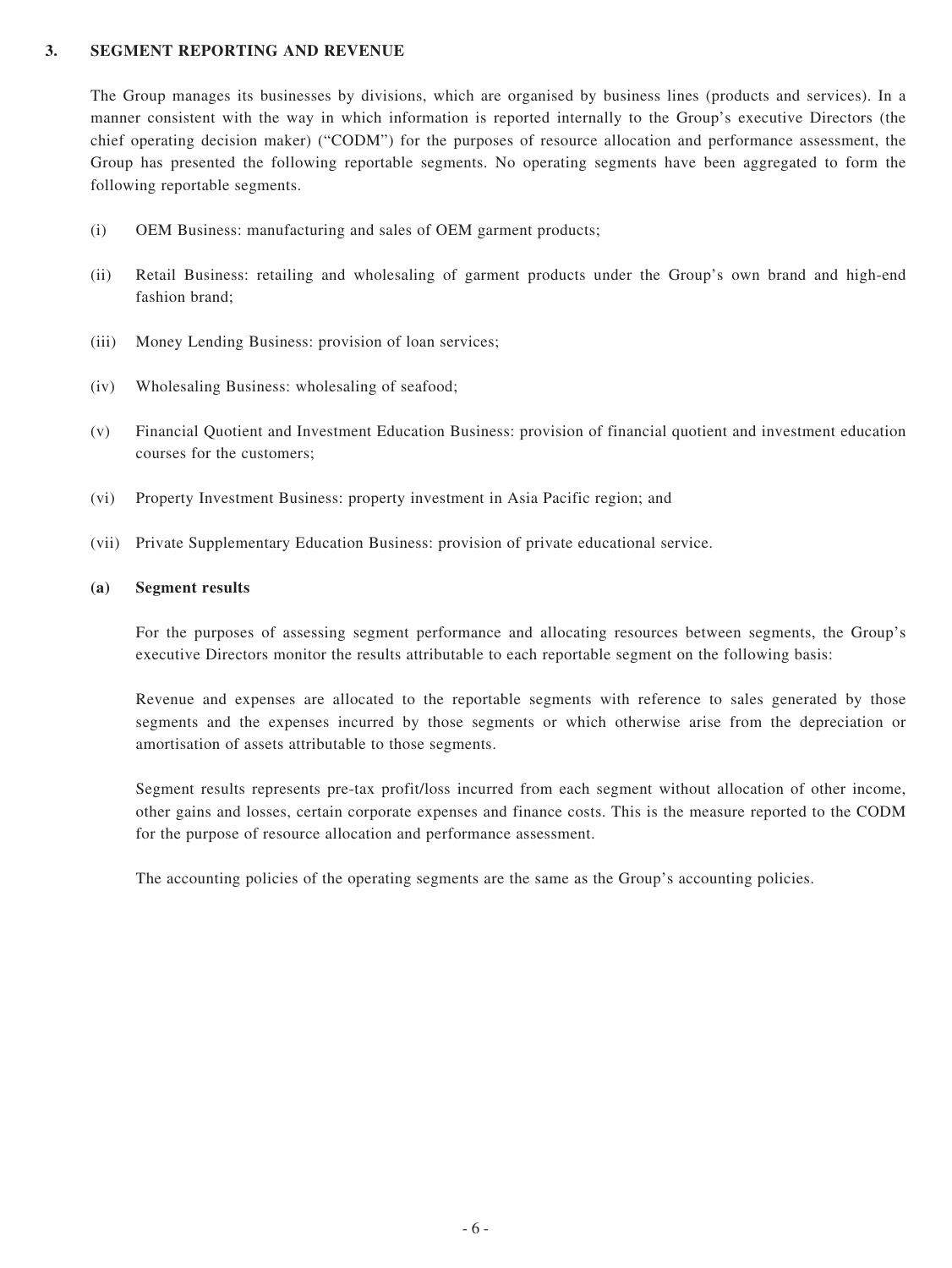## 3. SEGMENT REPORTING AND REVENUE

The Group manages its businesses by divisions, which are organised by business lines (products and services). In a manner consistent with the way in which information is reported internally to the Group's executive Directors (the chief operating decision maker) ("CODM") for the purposes of resource allocation and performance assessment, the Group has presented the following reportable segments. No operating segments have been aggregated to form the following reportable segments.

(i) OEM Business: manufacturing and sales of OEM garment products;

(ii) Retail Business: retailing and wholesaling of garment products under the Group's own brand and high-end fashion brand;

(iii) Money Lending Business: provision of loan services;

(iv) Wholesaling Business: wholesaling of seafood;

(v) Financial Quotient and Investment Education Business: provision of financial quotient and investment education courses for the customers;

(vi) Property Investment Business: property investment in Asia Pacific region; and

(vii) Private Supplementary Education Business: provision of private educational service.

### (a) Segment results

For the purposes of assessing segment performance and allocating resources between segments, the Group's executive Directors monitor the results attributable to each reportable segment on the following basis:

Revenue and expenses are allocated to the reportable segments with reference to sales generated by those segments and the expenses incurred by those segments or which otherwise arise from the depreciation or amortisation of assets attributable to those segments.

Segment results represents pre-tax profit/loss incurred from each segment without allocation of other income, other gains and losses, certain corporate expenses and finance costs. This is the measure reported to the CODM for the purpose of resource allocation and performance assessment.

The accounting policies of the operating segments are the same as the Group's accounting policies.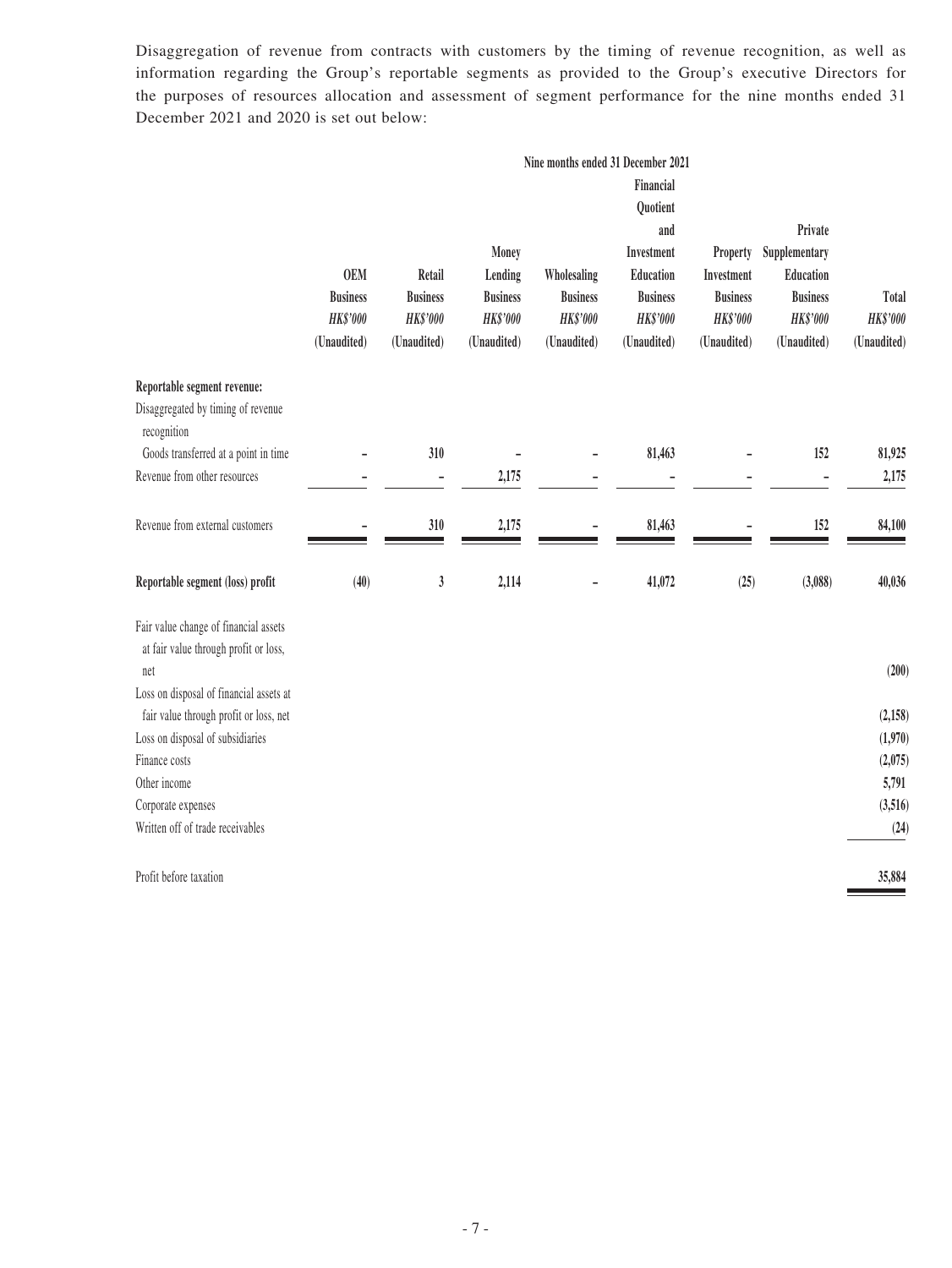Disaggregation of revenue from contracts with customers by the timing of revenue recognition, as well as information regarding the Group's reportable segments as provided to the Group's executive Directors for the purposes of resources allocation and assessment of segment performance for the nine months ended 31 December 2021 and 2020 is set out below:

| | Nine months ended 31 December 2021 | | | | | | | |
|---|---|---|---|---|---|---|---|---|
| | OEM Business *HK$'000* (Unaudited) | Retail Business *HK$'000* (Unaudited) | Money Lending Business *HK$'000* (Unaudited) | Wholesaling Business *HK$'000* (Unaudited) | Financial Quotient and Investment Education Business *HK$'000* (Unaudited) | Property Investment Business *HK$'000* (Unaudited) | Private Supplementary Education Business *HK$'000* (Unaudited) | Total *HK$'000* (Unaudited) |
| **Reportable segment revenue:** | | | | | | | | |
| Disaggregated by timing of revenue recognition | | | | | | | | |
| Goods transferred at a point in time | – | 310 | – | – | 81,463 | – | 152 | 81,925 |
| Revenue from other resources | – | – | 2,175 | – | – | – | – | 2,175 |
| Revenue from external customers | – | 310 | 2,175 | – | 81,463 | – | 152 | 84,100 |
| **Reportable segment (loss) profit** | (40) | 3 | 2,114 | – | 41,072 | (25) | (3,088) | 40,036 |
| Fair value change of financial assets at fair value through profit or loss, net | | | | | | | | (200) |
| Loss on disposal of financial assets at fair value through profit or loss, net | | | | | | | | (2,158) |
| Loss on disposal of subsidiaries | | | | | | | | (1,970) |
| Finance costs | | | | | | | | (2,075) |
| Other income | | | | | | | | 5,791 |
| Corporate expenses | | | | | | | | (3,516) |
| Written off of trade receivables | | | | | | | | (24) |
| Profit before taxation | | | | | | | | 35,884 |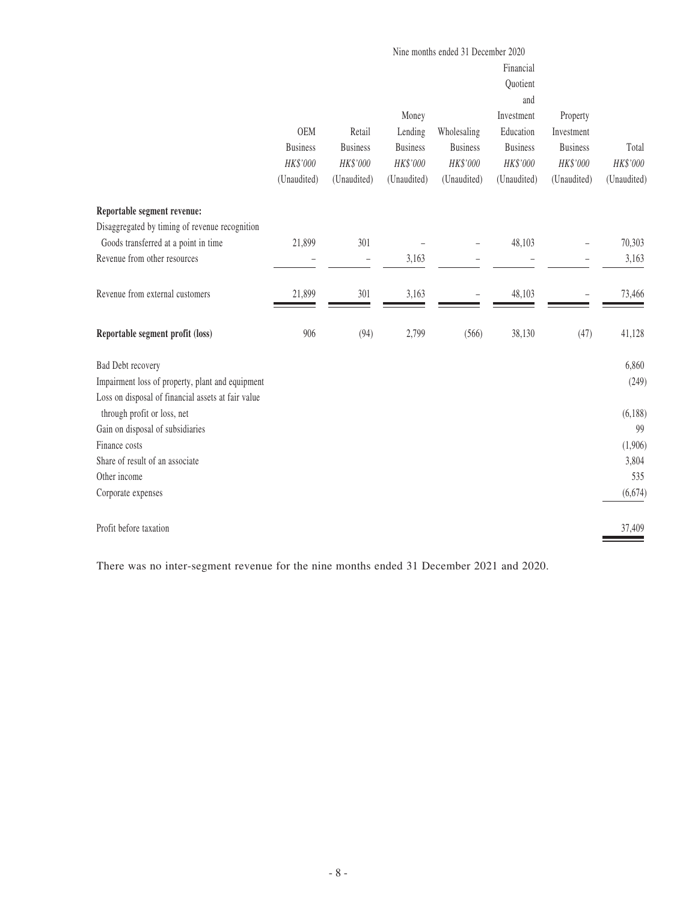| | Nine months ended 31 December 2020 | | | | | | |
|---|---|---|---|---|---|---|---|
| | OEM Business | Retail Business | Money Lending Business | Wholesaling Business | Financial Quotient and Investment Education Business | Property Investment Business | Total |
| | *HK$'000* | *HK$'000* | *HK$'000* | *HK$'000* | *HK$'000* | *HK$'000* | *HK$'000* |
| | (Unaudited) | (Unaudited) | (Unaudited) | (Unaudited) | (Unaudited) | (Unaudited) | (Unaudited) |
| **Reportable segment revenue:** | | | | | | | |
| Disaggregated by timing of revenue recognition | | | | | | | |
| Goods transferred at a point in time | 21,899 | 301 | – | – | 48,103 | – | 70,303 |
| Revenue from other resources | – | – | 3,163 | – | – | – | 3,163 |
| Revenue from external customers | 21,899 | 301 | 3,163 | – | 48,103 | – | 73,466 |
| **Reportable segment profit (loss)** | 906 | (94) | 2,799 | (566) | 38,130 | (47) | 41,128 |
| Bad Debt recovery | | | | | | | 6,860 |
| Impairment loss of property, plant and equipment | | | | | | | (249) |
| Loss on disposal of financial assets at fair value through profit or loss, net | | | | | | | (6,188) |
| Gain on disposal of subsidiaries | | | | | | | 99 |
| Finance costs | | | | | | | (1,906) |
| Share of result of an associate | | | | | | | 3,804 |
| Other income | | | | | | | 535 |
| Corporate expenses | | | | | | | (6,674) |
| Profit before taxation | | | | | | | 37,409 |

There was no inter-segment revenue for the nine months ended 31 December 2021 and 2020.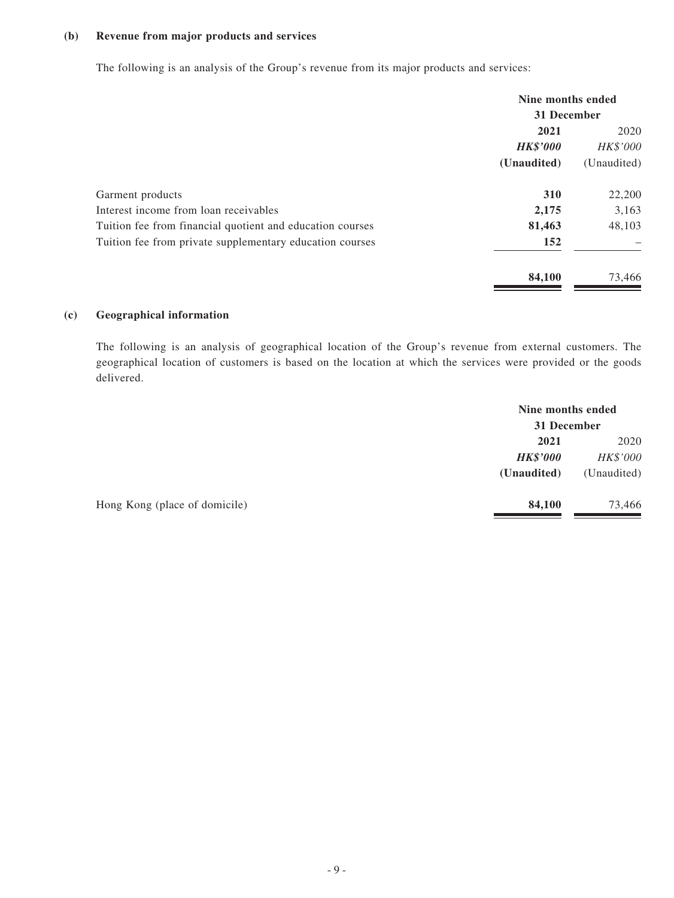**(b) Revenue from major products and services**

The following is an analysis of the Group's revenue from its major products and services:

| | Nine months ended 31 December | |
|---|---|---|
| | **2021** | 2020 |
| | ***HK\$'000*** | *HK\$'000* |
| | **(Unaudited)** | (Unaudited) |
| Garment products | **310** | 22,200 |
| Interest income from loan receivables | **2,175** | 3,163 |
| Tuition fee from financial quotient and education courses | **81,463** | 48,103 |
| Tuition fee from private supplementary education courses | **152** | – |
| | **84,100** | 73,466 |

**(c) Geographical information**

The following is an analysis of geographical location of the Group's revenue from external customers. The geographical location of customers is based on the location at which the services were provided or the goods delivered.

| | Nine months ended 31 December | |
|---|---|---|
| | **2021** | 2020 |
| | ***HK\$'000*** | *HK\$'000* |
| | **(Unaudited)** | (Unaudited) |
| Hong Kong (place of domicile) | **84,100** | 73,466 |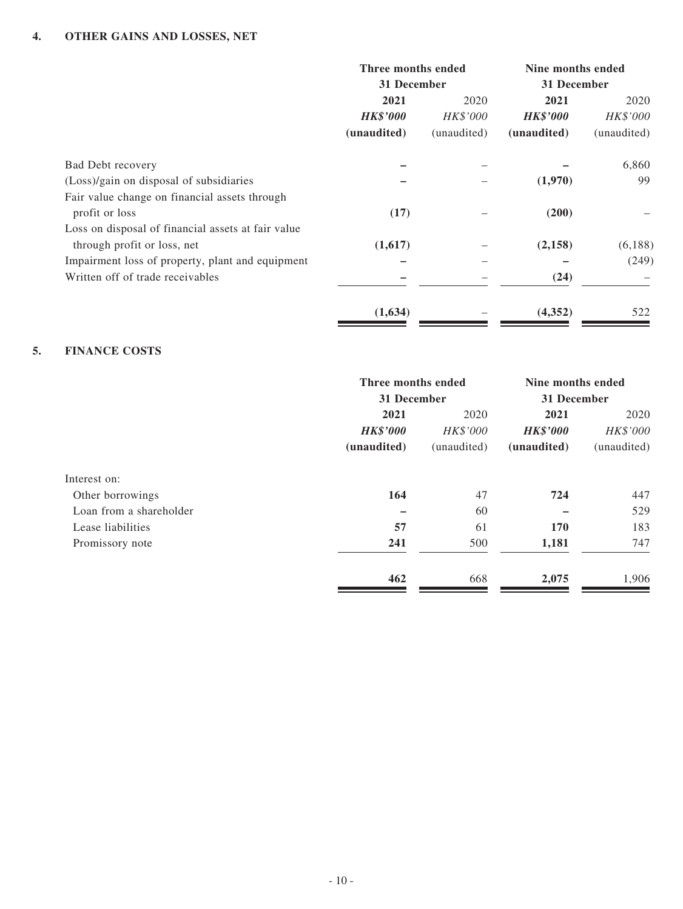## 4. OTHER GAINS AND LOSSES, NET

| | Three months ended 31 December | | Nine months ended 31 December | |
|---|---|---|---|---|
| | **2021** | 2020 | **2021** | 2020 |
| | ***HK$'000*** | *HK$'000* | ***HK$'000*** | *HK$'000* |
| | **(unaudited)** | (unaudited) | **(unaudited)** | (unaudited) |
| Bad Debt recovery | **–** | – | **–** | 6,860 |
| (Loss)/gain on disposal of subsidiaries | **–** | – | **(1,970)** | 99 |
| Fair value change on financial assets through profit or loss | **(17)** | – | **(200)** | – |
| Loss on disposal of financial assets at fair value through profit or loss, net | **(1,617)** | – | **(2,158)** | (6,188) |
| Impairment loss of property, plant and equipment | **–** | – | **–** | (249) |
| Written off of trade receivables | **–** | – | **(24)** | – |
| | **(1,634)** | – | **(4,352)** | 522 |

## 5. FINANCE COSTS

| | Three months ended 31 December | | Nine months ended 31 December | |
|---|---|---|---|---|
| | **2021** | 2020 | **2021** | 2020 |
| | ***HK$'000*** | *HK$'000* | ***HK$'000*** | *HK$'000* |
| | **(unaudited)** | (unaudited) | **(unaudited)** | (unaudited) |
| Interest on: | | | | |
| Other borrowings | **164** | 47 | **724** | 447 |
| Loan from a shareholder | **–** | 60 | **–** | 529 |
| Lease liabilities | **57** | 61 | **170** | 183 |
| Promissory note | **241** | 500 | **1,181** | 747 |
| | **462** | 668 | **2,075** | 1,906 |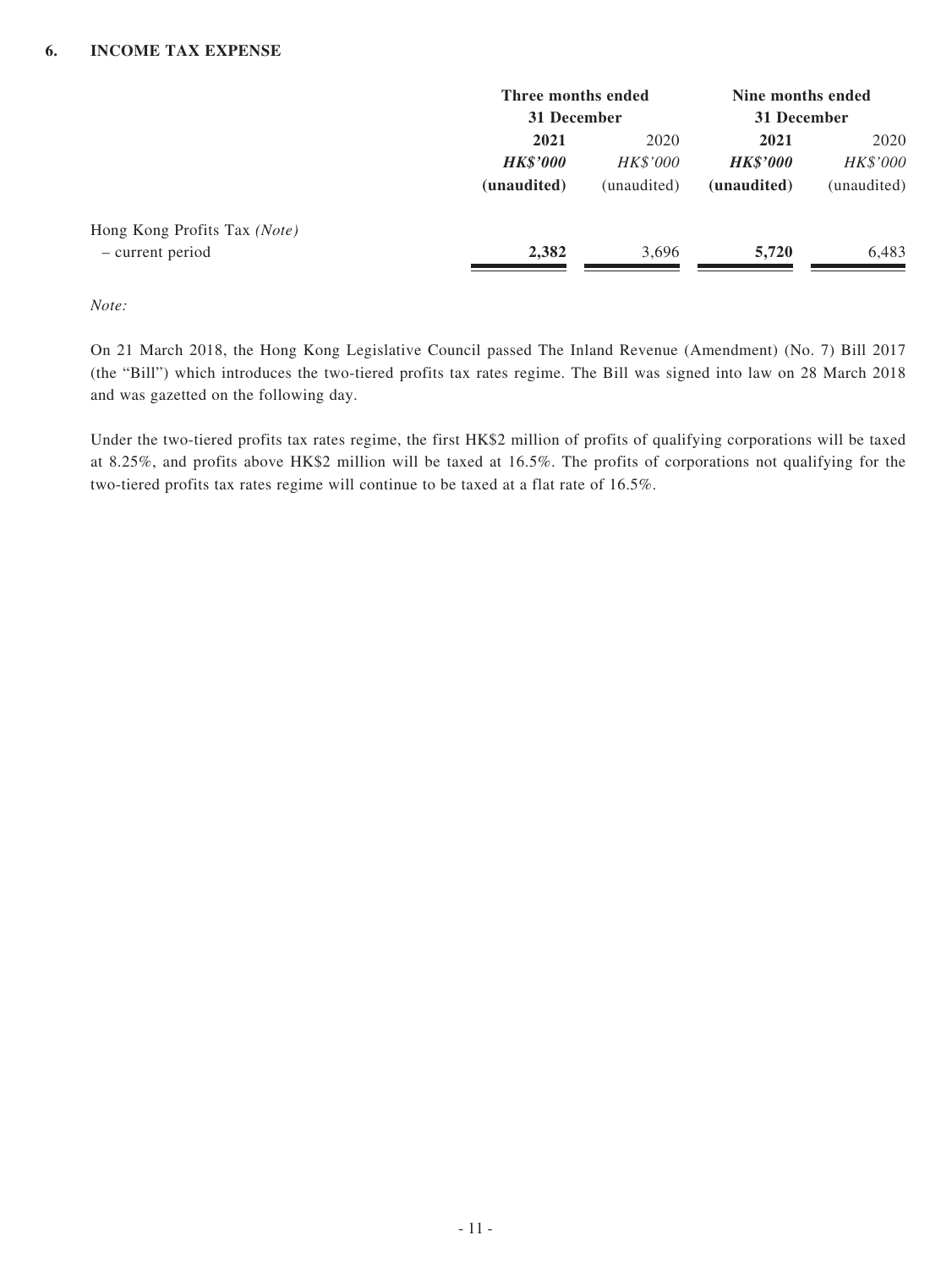## 6. INCOME TAX EXPENSE

| | Three months ended 31 December | | Nine months ended 31 December | |
|---|---|---|---|---|
| | **2021** | 2020 | **2021** | 2020 |
| | ***HK$'000*** | *HK$'000* | ***HK$'000*** | *HK$'000* |
| | **(unaudited)** | (unaudited) | **(unaudited)** | (unaudited) |
| Hong Kong Profits Tax *(Note)* | | | | |
| – current period | **2,382** | 3,696 | **5,720** | 6,483 |

*Note:*

On 21 March 2018, the Hong Kong Legislative Council passed The Inland Revenue (Amendment) (No. 7) Bill 2017 (the "Bill") which introduces the two-tiered profits tax rates regime. The Bill was signed into law on 28 March 2018 and was gazetted on the following day.

Under the two-tiered profits tax rates regime, the first HK$2 million of profits of qualifying corporations will be taxed at 8.25%, and profits above HK$2 million will be taxed at 16.5%. The profits of corporations not qualifying for the two-tiered profits tax rates regime will continue to be taxed at a flat rate of 16.5%.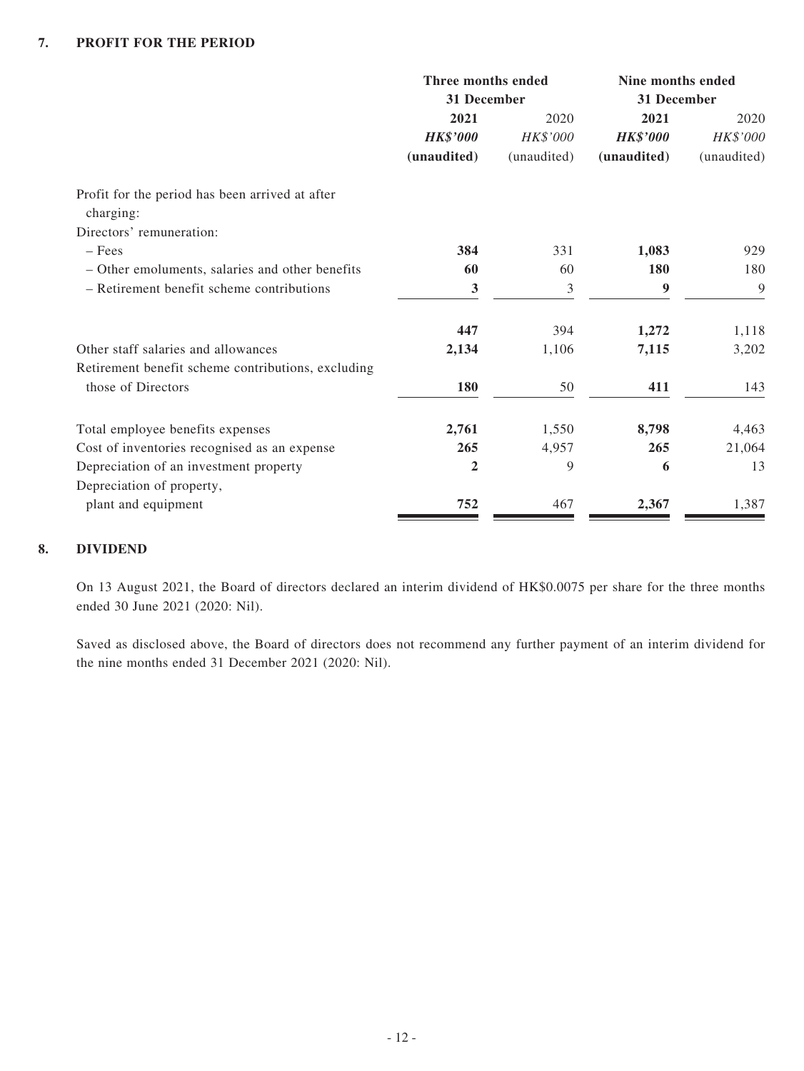## 7. PROFIT FOR THE PERIOD

| | Three months ended 31 December | | Nine months ended 31 December | |
|---|---|---|---|---|
| | **2021** | 2020 | **2021** | 2020 |
| | ***HK$'000*** | *HK$'000* | ***HK$'000*** | *HK$'000* |
| | **(unaudited)** | (unaudited) | **(unaudited)** | (unaudited) |
| Profit for the period has been arrived at after charging: | | | | |
| Directors' remuneration: | | | | |
| – Fees | **384** | 331 | **1,083** | 929 |
| – Other emoluments, salaries and other benefits | **60** | 60 | **180** | 180 |
| – Retirement benefit scheme contributions | **3** | 3 | **9** | 9 |
| | **447** | 394 | **1,272** | 1,118 |
| Other staff salaries and allowances | **2,134** | 1,106 | **7,115** | 3,202 |
| Retirement benefit scheme contributions, excluding those of Directors | **180** | 50 | **411** | 143 |
| Total employee benefits expenses | **2,761** | 1,550 | **8,798** | 4,463 |
| Cost of inventories recognised as an expense | **265** | 4,957 | **265** | 21,064 |
| Depreciation of an investment property | **2** | 9 | **6** | 13 |
| Depreciation of property, plant and equipment | **752** | 467 | **2,367** | 1,387 |

## 8. DIVIDEND

On 13 August 2021, the Board of directors declared an interim dividend of HK$0.0075 per share for the three months ended 30 June 2021 (2020: Nil).

Saved as disclosed above, the Board of directors does not recommend any further payment of an interim dividend for the nine months ended 31 December 2021 (2020: Nil).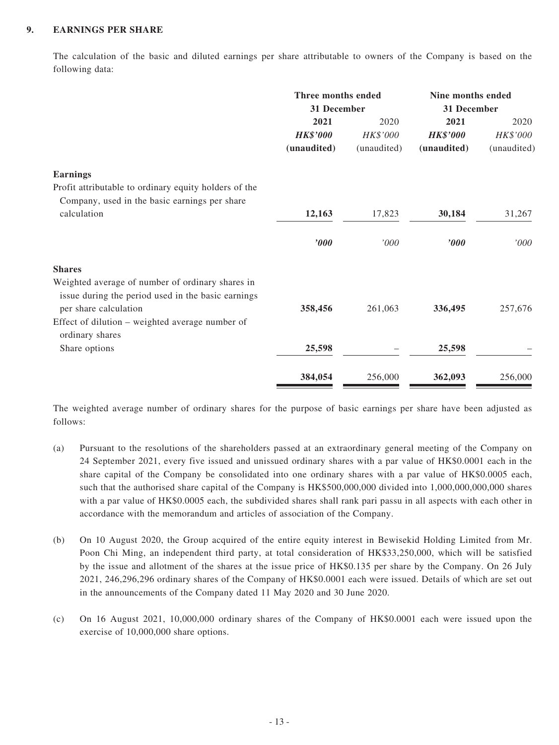## 9. EARNINGS PER SHARE

The calculation of the basic and diluted earnings per share attributable to owners of the Company is based on the following data:

| | Three months ended 31 December | | Nine months ended 31 December | |
|---|---|---|---|---|
| | **2021** | 2020 | **2021** | 2020 |
| | ***HK$'000*** | *HK$'000* | ***HK$'000*** | *HK$'000* |
| | **(unaudited)** | (unaudited) | **(unaudited)** | (unaudited) |
| **Earnings** | | | | |
| Profit attributable to ordinary equity holders of the Company, used in the basic earnings per share calculation | **12,163** | 17,823 | **30,184** | 31,267 |
| | ***'000*** | *'000* | ***'000*** | *'000* |
| **Shares** | | | | |
| Weighted average of number of ordinary shares in issue during the period used in the basic earnings per share calculation | **358,456** | 261,063 | **336,495** | 257,676 |
| Effect of dilution – weighted average number of ordinary shares | | | | |
| Share options | **25,598** | – | **25,598** | – |
| | **384,054** | 256,000 | **362,093** | 256,000 |

The weighted average number of ordinary shares for the purpose of basic earnings per share have been adjusted as follows:

(a) Pursuant to the resolutions of the shareholders passed at an extraordinary general meeting of the Company on 24 September 2021, every five issued and unissued ordinary shares with a par value of HK$0.0001 each in the share capital of the Company be consolidated into one ordinary shares with a par value of HK$0.0005 each, such that the authorised share capital of the Company is HK$500,000,000 divided into 1,000,000,000,000 shares with a par value of HK$0.0005 each, the subdivided shares shall rank pari passu in all aspects with each other in accordance with the memorandum and articles of association of the Company.

(b) On 10 August 2020, the Group acquired of the entire equity interest in Bewisekid Holding Limited from Mr. Poon Chi Ming, an independent third party, at total consideration of HK$33,250,000, which will be satisfied by the issue and allotment of the shares at the issue price of HK$0.135 per share by the Company. On 26 July 2021, 246,296,296 ordinary shares of the Company of HK$0.0001 each were issued. Details of which are set out in the announcements of the Company dated 11 May 2020 and 30 June 2020.

(c) On 16 August 2021, 10,000,000 ordinary shares of the Company of HK$0.0001 each were issued upon the exercise of 10,000,000 share options.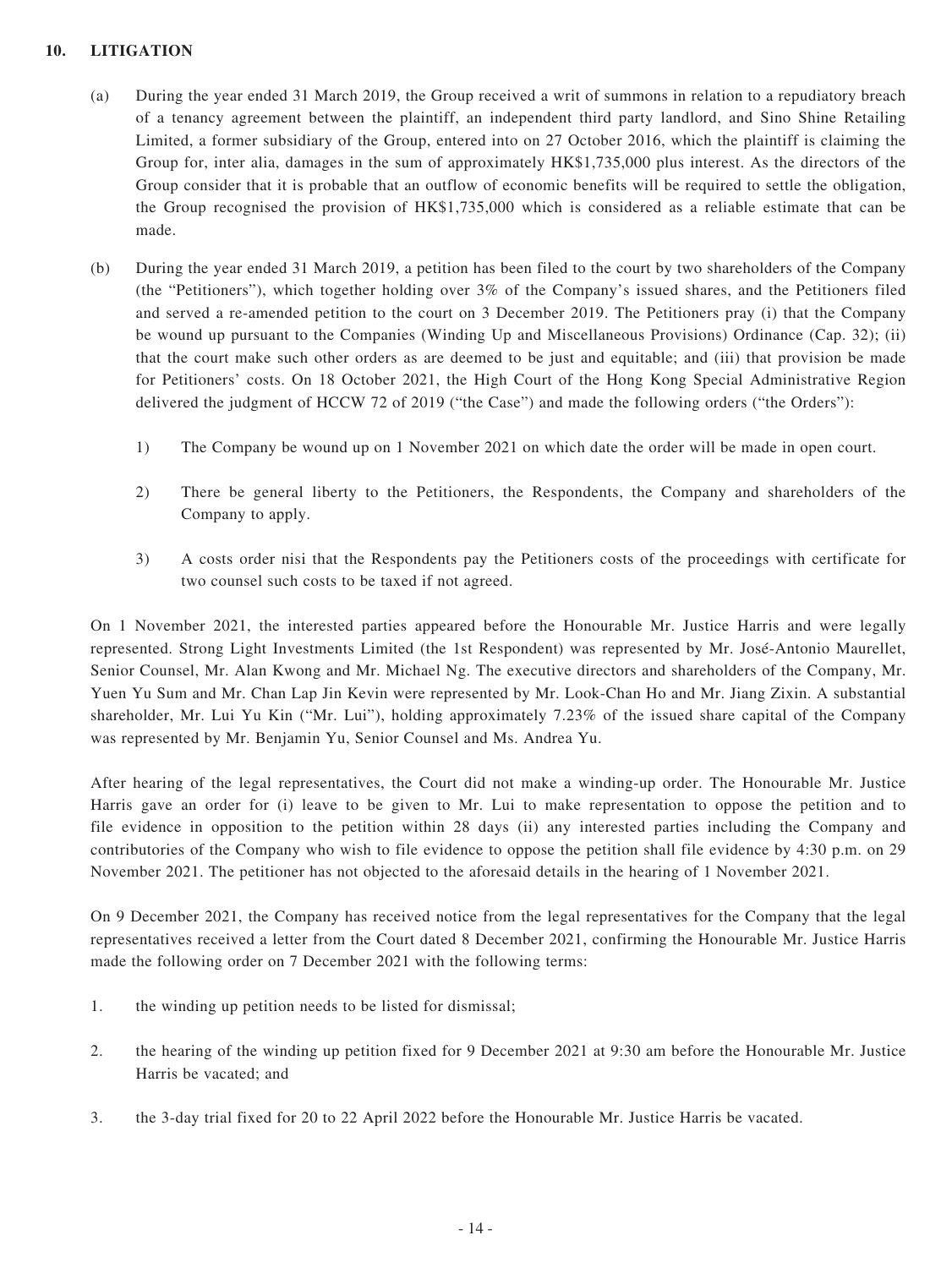## 10. LITIGATION

(a) During the year ended 31 March 2019, the Group received a writ of summons in relation to a repudiatory breach of a tenancy agreement between the plaintiff, an independent third party landlord, and Sino Shine Retailing Limited, a former subsidiary of the Group, entered into on 27 October 2016, which the plaintiff is claiming the Group for, inter alia, damages in the sum of approximately HK$1,735,000 plus interest. As the directors of the Group consider that it is probable that an outflow of economic benefits will be required to settle the obligation, the Group recognised the provision of HK$1,735,000 which is considered as a reliable estimate that can be made.

(b) During the year ended 31 March 2019, a petition has been filed to the court by two shareholders of the Company (the "Petitioners"), which together holding over 3% of the Company's issued shares, and the Petitioners filed and served a re-amended petition to the court on 3 December 2019. The Petitioners pray (i) that the Company be wound up pursuant to the Companies (Winding Up and Miscellaneous Provisions) Ordinance (Cap. 32); (ii) that the court make such other orders as are deemed to be just and equitable; and (iii) that provision be made for Petitioners' costs. On 18 October 2021, the High Court of the Hong Kong Special Administrative Region delivered the judgment of HCCW 72 of 2019 ("the Case") and made the following orders ("the Orders"):

   1) The Company be wound up on 1 November 2021 on which date the order will be made in open court.

   2) There be general liberty to the Petitioners, the Respondents, the Company and shareholders of the Company to apply.

   3) A costs order nisi that the Respondents pay the Petitioners costs of the proceedings with certificate for two counsel such costs to be taxed if not agreed.

On 1 November 2021, the interested parties appeared before the Honourable Mr. Justice Harris and were legally represented. Strong Light Investments Limited (the 1st Respondent) was represented by Mr. José-Antonio Maurellet, Senior Counsel, Mr. Alan Kwong and Mr. Michael Ng. The executive directors and shareholders of the Company, Mr. Yuen Yu Sum and Mr. Chan Lap Jin Kevin were represented by Mr. Look-Chan Ho and Mr. Jiang Zixin. A substantial shareholder, Mr. Lui Yu Kin ("Mr. Lui"), holding approximately 7.23% of the issued share capital of the Company was represented by Mr. Benjamin Yu, Senior Counsel and Ms. Andrea Yu.

After hearing of the legal representatives, the Court did not make a winding-up order. The Honourable Mr. Justice Harris gave an order for (i) leave to be given to Mr. Lui to make representation to oppose the petition and to file evidence in opposition to the petition within 28 days (ii) any interested parties including the Company and contributories of the Company who wish to file evidence to oppose the petition shall file evidence by 4:30 p.m. on 29 November 2021. The petitioner has not objected to the aforesaid details in the hearing of 1 November 2021.

On 9 December 2021, the Company has received notice from the legal representatives for the Company that the legal representatives received a letter from the Court dated 8 December 2021, confirming the Honourable Mr. Justice Harris made the following order on 7 December 2021 with the following terms:

1. the winding up petition needs to be listed for dismissal;

2. the hearing of the winding up petition fixed for 9 December 2021 at 9:30 am before the Honourable Mr. Justice Harris be vacated; and

3. the 3-day trial fixed for 20 to 22 April 2022 before the Honourable Mr. Justice Harris be vacated.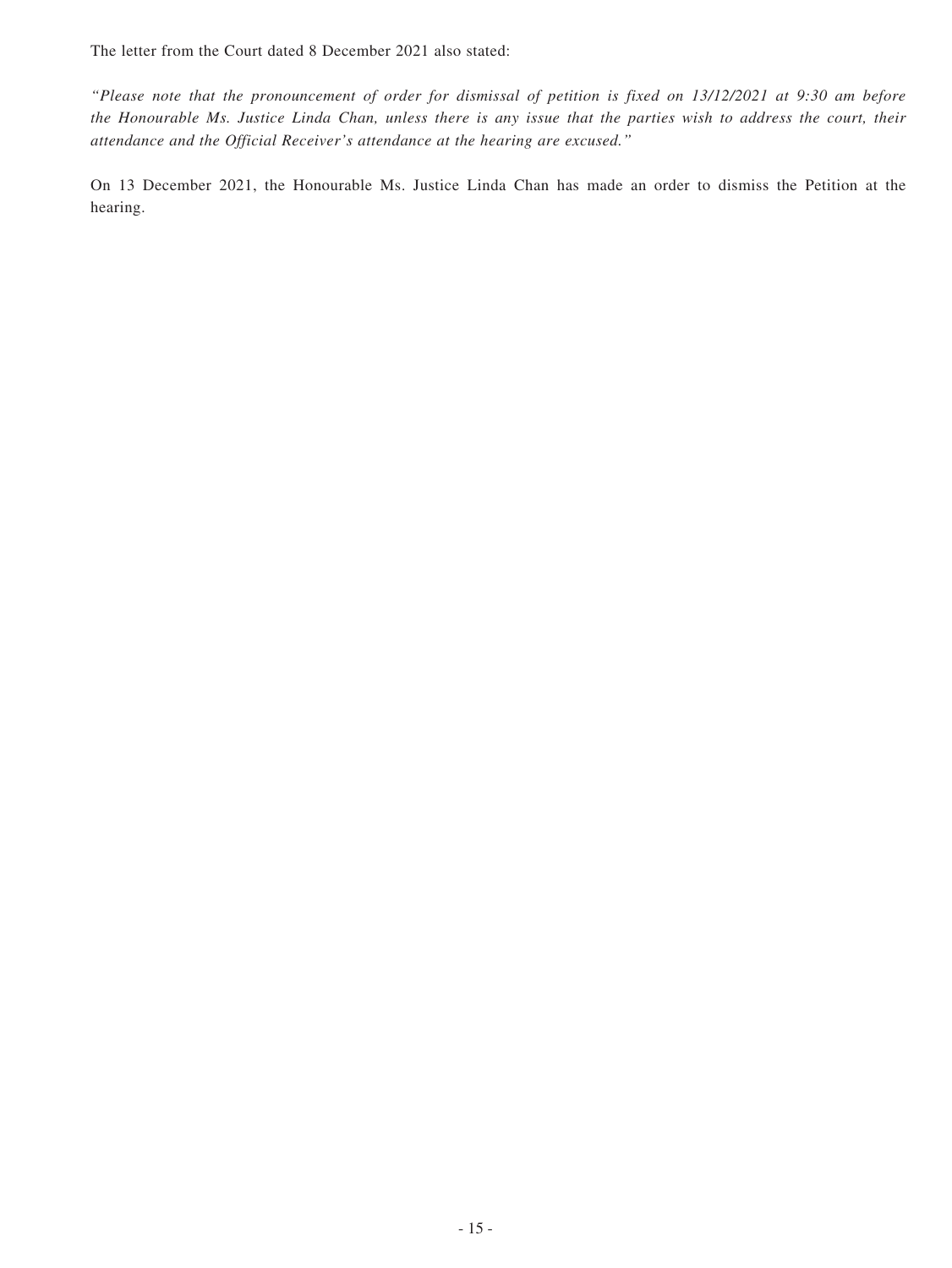The letter from the Court dated 8 December 2021 also stated:

*"Please note that the pronouncement of order for dismissal of petition is fixed on 13/12/2021 at 9:30 am before the Honourable Ms. Justice Linda Chan, unless there is any issue that the parties wish to address the court, their attendance and the Official Receiver's attendance at the hearing are excused."*

On 13 December 2021, the Honourable Ms. Justice Linda Chan has made an order to dismiss the Petition at the hearing.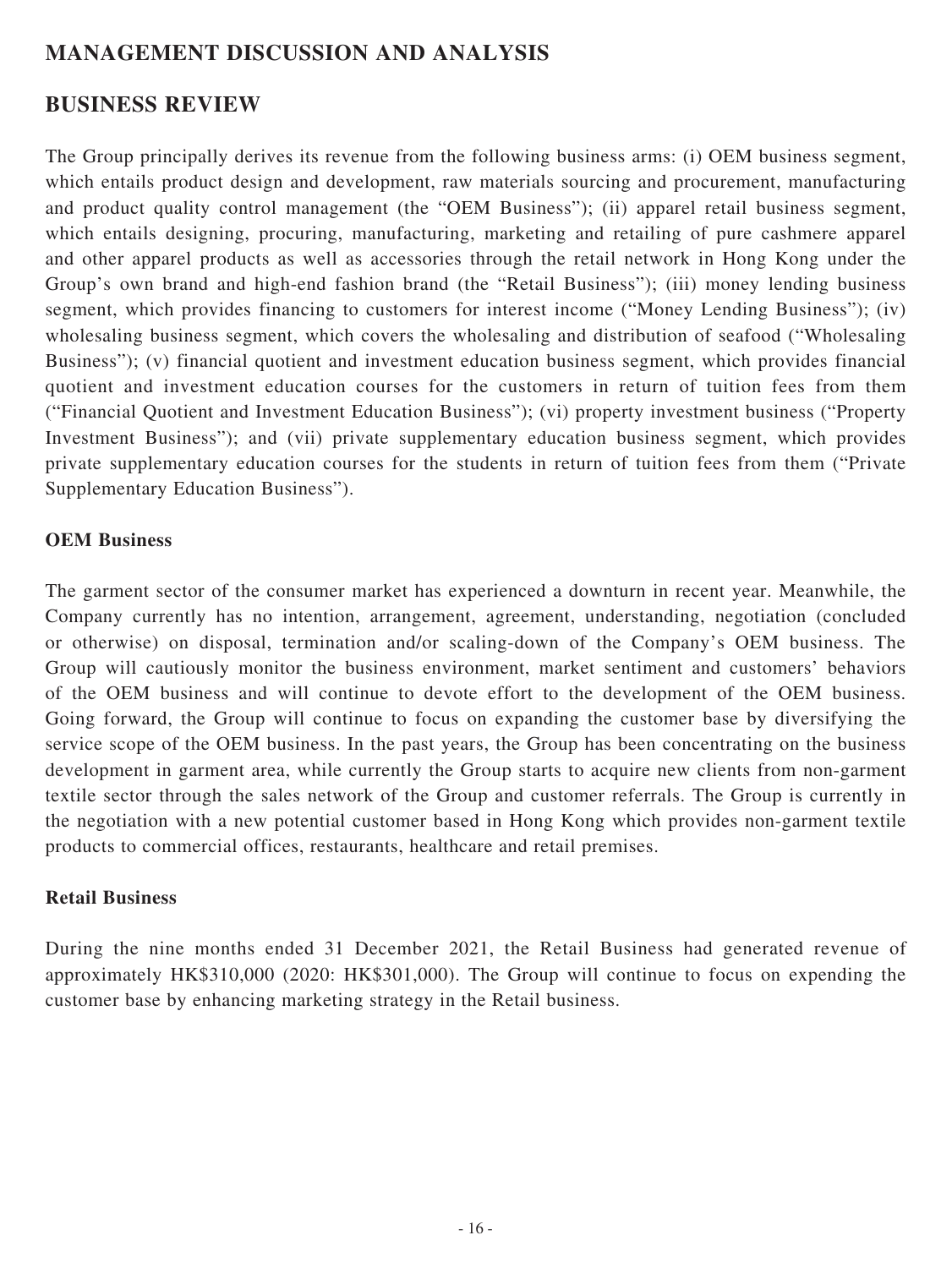# MANAGEMENT DISCUSSION AND ANALYSIS

## BUSINESS REVIEW

The Group principally derives its revenue from the following business arms: (i) OEM business segment, which entails product design and development, raw materials sourcing and procurement, manufacturing and product quality control management (the "OEM Business"); (ii) apparel retail business segment, which entails designing, procuring, manufacturing, marketing and retailing of pure cashmere apparel and other apparel products as well as accessories through the retail network in Hong Kong under the Group's own brand and high-end fashion brand (the "Retail Business"); (iii) money lending business segment, which provides financing to customers for interest income ("Money Lending Business"); (iv) wholesaling business segment, which covers the wholesaling and distribution of seafood ("Wholesaling Business"); (v) financial quotient and investment education business segment, which provides financial quotient and investment education courses for the customers in return of tuition fees from them ("Financial Quotient and Investment Education Business"); (vi) property investment business ("Property Investment Business"); and (vii) private supplementary education business segment, which provides private supplementary education courses for the students in return of tuition fees from them ("Private Supplementary Education Business").

### OEM Business

The garment sector of the consumer market has experienced a downturn in recent year. Meanwhile, the Company currently has no intention, arrangement, agreement, understanding, negotiation (concluded or otherwise) on disposal, termination and/or scaling-down of the Company's OEM business. The Group will cautiously monitor the business environment, market sentiment and customers' behaviors of the OEM business and will continue to devote effort to the development of the OEM business. Going forward, the Group will continue to focus on expanding the customer base by diversifying the service scope of the OEM business. In the past years, the Group has been concentrating on the business development in garment area, while currently the Group starts to acquire new clients from non-garment textile sector through the sales network of the Group and customer referrals. The Group is currently in the negotiation with a new potential customer based in Hong Kong which provides non-garment textile products to commercial offices, restaurants, healthcare and retail premises.

### Retail Business

During the nine months ended 31 December 2021, the Retail Business had generated revenue of approximately HK$310,000 (2020: HK$301,000). The Group will continue to focus on expending the customer base by enhancing marketing strategy in the Retail business.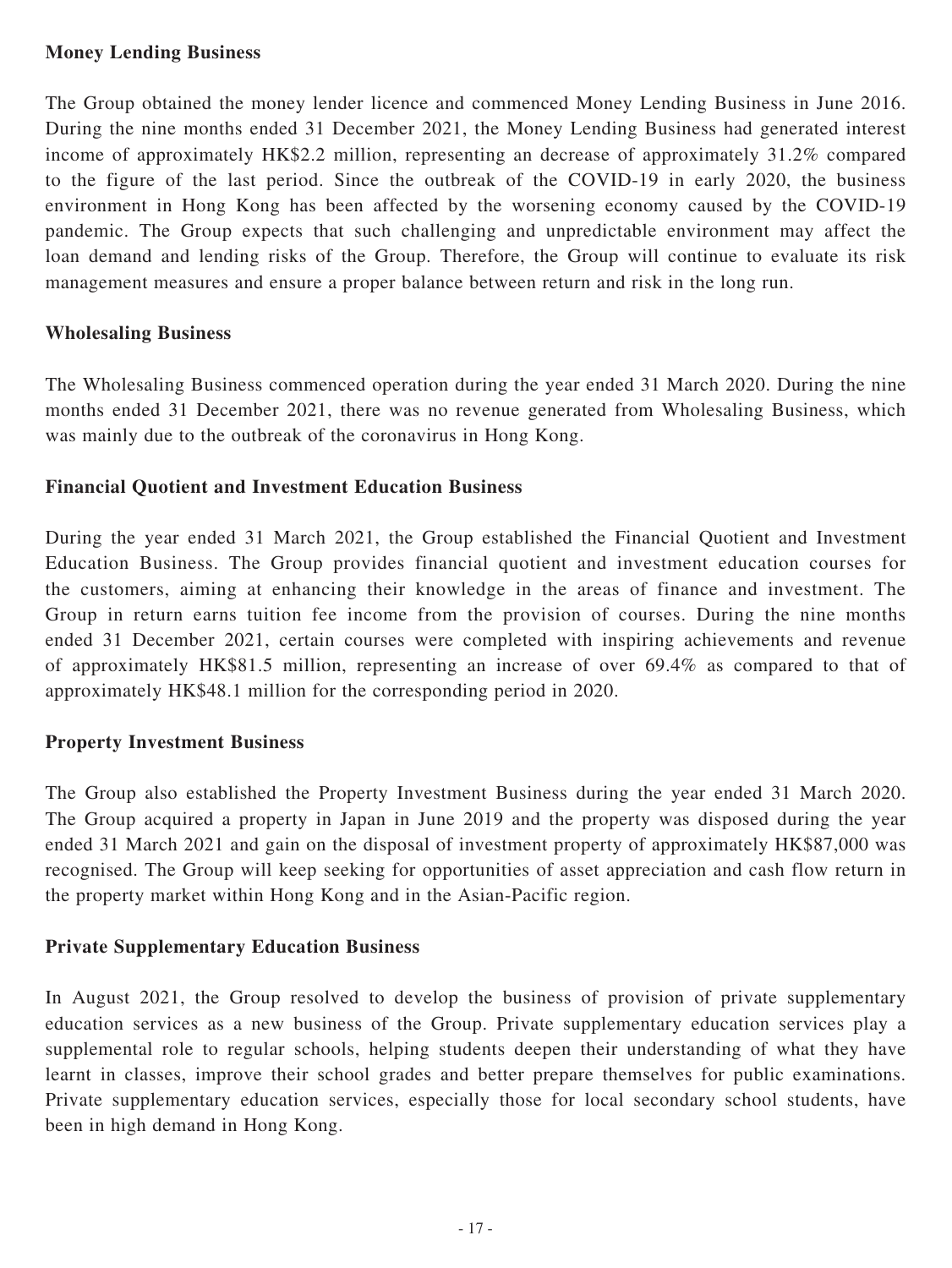**Money Lending Business**

The Group obtained the money lender licence and commenced Money Lending Business in June 2016. During the nine months ended 31 December 2021, the Money Lending Business had generated interest income of approximately HK$2.2 million, representing an decrease of approximately 31.2% compared to the figure of the last period. Since the outbreak of the COVID-19 in early 2020, the business environment in Hong Kong has been affected by the worsening economy caused by the COVID-19 pandemic. The Group expects that such challenging and unpredictable environment may affect the loan demand and lending risks of the Group. Therefore, the Group will continue to evaluate its risk management measures and ensure a proper balance between return and risk in the long run.

**Wholesaling Business**

The Wholesaling Business commenced operation during the year ended 31 March 2020. During the nine months ended 31 December 2021, there was no revenue generated from Wholesaling Business, which was mainly due to the outbreak of the coronavirus in Hong Kong.

**Financial Quotient and Investment Education Business**

During the year ended 31 March 2021, the Group established the Financial Quotient and Investment Education Business. The Group provides financial quotient and investment education courses for the customers, aiming at enhancing their knowledge in the areas of finance and investment. The Group in return earns tuition fee income from the provision of courses. During the nine months ended 31 December 2021, certain courses were completed with inspiring achievements and revenue of approximately HK$81.5 million, representing an increase of over 69.4% as compared to that of approximately HK$48.1 million for the corresponding period in 2020.

**Property Investment Business**

The Group also established the Property Investment Business during the year ended 31 March 2020. The Group acquired a property in Japan in June 2019 and the property was disposed during the year ended 31 March 2021 and gain on the disposal of investment property of approximately HK$87,000 was recognised. The Group will keep seeking for opportunities of asset appreciation and cash flow return in the property market within Hong Kong and in the Asian-Pacific region.

**Private Supplementary Education Business**

In August 2021, the Group resolved to develop the business of provision of private supplementary education services as a new business of the Group. Private supplementary education services play a supplemental role to regular schools, helping students deepen their understanding of what they have learnt in classes, improve their school grades and better prepare themselves for public examinations. Private supplementary education services, especially those for local secondary school students, have been in high demand in Hong Kong.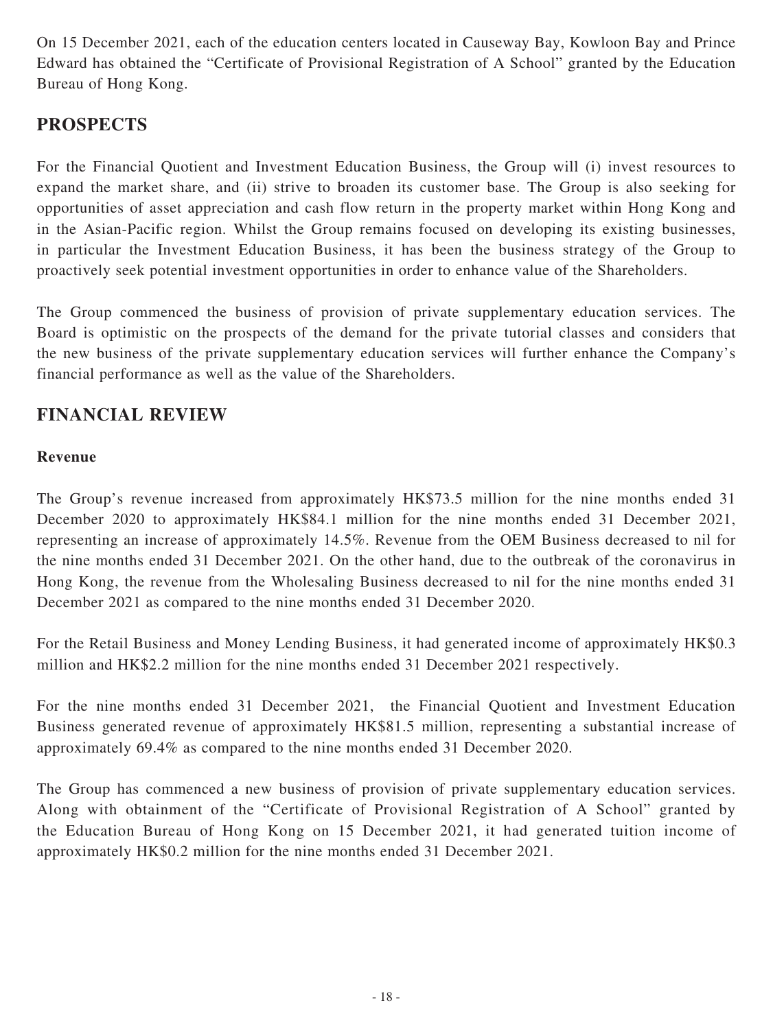On 15 December 2021, each of the education centers located in Causeway Bay, Kowloon Bay and Prince Edward has obtained the "Certificate of Provisional Registration of A School" granted by the Education Bureau of Hong Kong.

## PROSPECTS

For the Financial Quotient and Investment Education Business, the Group will (i) invest resources to expand the market share, and (ii) strive to broaden its customer base. The Group is also seeking for opportunities of asset appreciation and cash flow return in the property market within Hong Kong and in the Asian-Pacific region. Whilst the Group remains focused on developing its existing businesses, in particular the Investment Education Business, it has been the business strategy of the Group to proactively seek potential investment opportunities in order to enhance value of the Shareholders.

The Group commenced the business of provision of private supplementary education services. The Board is optimistic on the prospects of the demand for the private tutorial classes and considers that the new business of the private supplementary education services will further enhance the Company's financial performance as well as the value of the Shareholders.

## FINANCIAL REVIEW

### Revenue

The Group's revenue increased from approximately HK$73.5 million for the nine months ended 31 December 2020 to approximately HK$84.1 million for the nine months ended 31 December 2021, representing an increase of approximately 14.5%. Revenue from the OEM Business decreased to nil for the nine months ended 31 December 2021. On the other hand, due to the outbreak of the coronavirus in Hong Kong, the revenue from the Wholesaling Business decreased to nil for the nine months ended 31 December 2021 as compared to the nine months ended 31 December 2020.

For the Retail Business and Money Lending Business, it had generated income of approximately HK$0.3 million and HK$2.2 million for the nine months ended 31 December 2021 respectively.

For the nine months ended 31 December 2021, the Financial Quotient and Investment Education Business generated revenue of approximately HK$81.5 million, representing a substantial increase of approximately 69.4% as compared to the nine months ended 31 December 2020.

The Group has commenced a new business of provision of private supplementary education services. Along with obtainment of the "Certificate of Provisional Registration of A School" granted by the Education Bureau of Hong Kong on 15 December 2021, it had generated tuition income of approximately HK$0.2 million for the nine months ended 31 December 2021.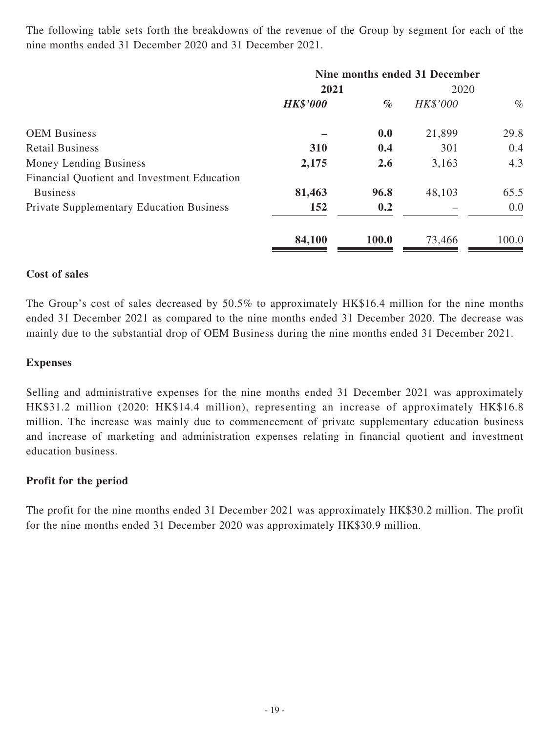The following table sets forth the breakdowns of the revenue of the Group by segment for each of the nine months ended 31 December 2020 and 31 December 2021.

| | Nine months ended 31 December | | | |
|---|---|---|---|---|
| | **2021** | | 2020 | |
| | ***HK$'000*** | ***%*** | *HK$'000* | *%* |
| OEM Business | **–** | **0.0** | 21,899 | 29.8 |
| Retail Business | **310** | **0.4** | 301 | 0.4 |
| Money Lending Business | **2,175** | **2.6** | 3,163 | 4.3 |
| Financial Quotient and Investment Education Business | **81,463** | **96.8** | 48,103 | 65.5 |
| Private Supplementary Education Business | **152** | **0.2** | – | 0.0 |
| | **84,100** | **100.0** | 73,466 | 100.0 |

## Cost of sales

The Group's cost of sales decreased by 50.5% to approximately HK$16.4 million for the nine months ended 31 December 2021 as compared to the nine months ended 31 December 2020. The decrease was mainly due to the substantial drop of OEM Business during the nine months ended 31 December 2021.

## Expenses

Selling and administrative expenses for the nine months ended 31 December 2021 was approximately HK$31.2 million (2020: HK$14.4 million), representing an increase of approximately HK$16.8 million. The increase was mainly due to commencement of private supplementary education business and increase of marketing and administration expenses relating in financial quotient and investment education business.

## Profit for the period

The profit for the nine months ended 31 December 2021 was approximately HK$30.2 million. The profit for the nine months ended 31 December 2020 was approximately HK$30.9 million.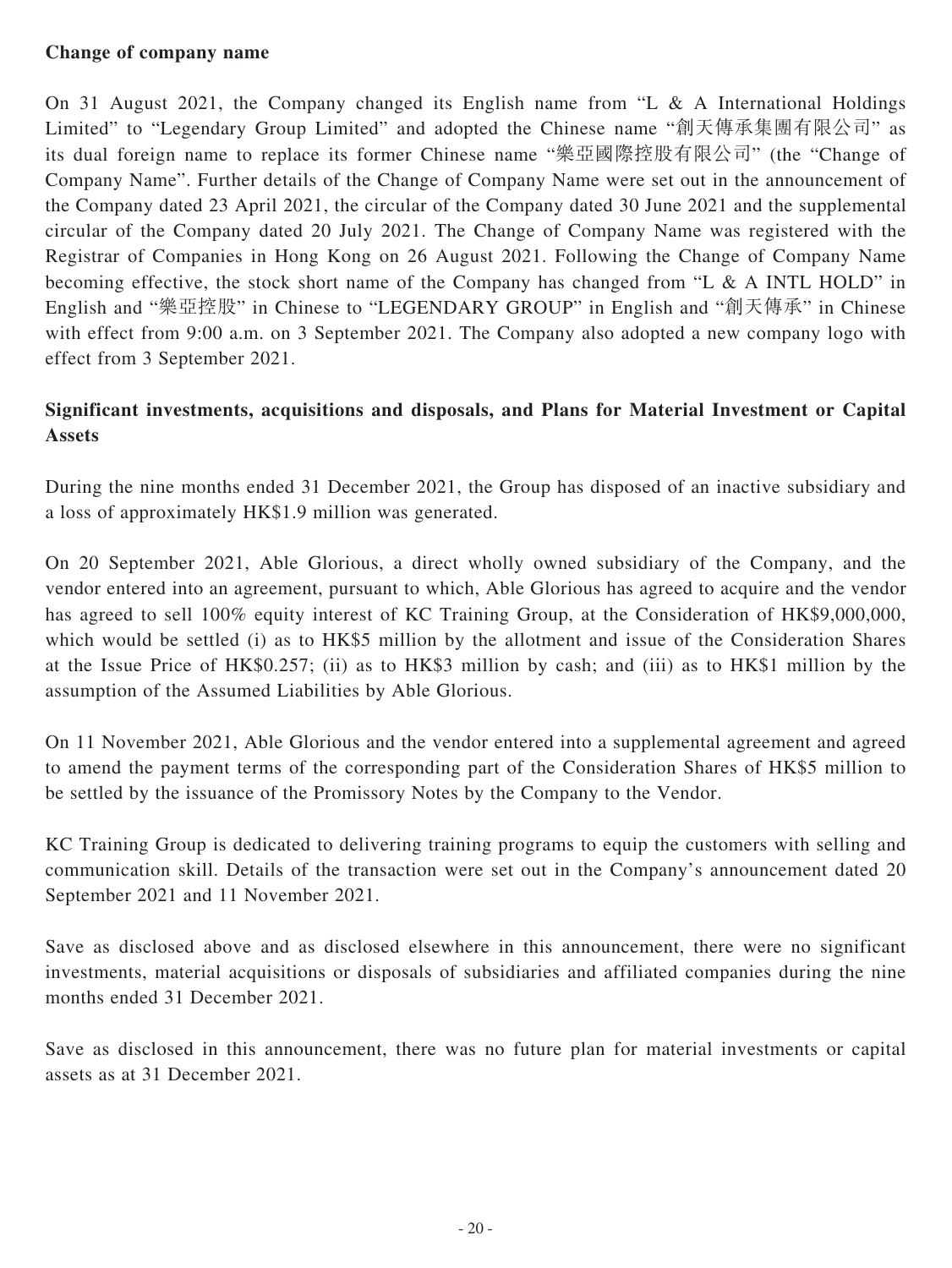**Change of company name**

On 31 August 2021, the Company changed its English name from "L & A International Holdings Limited" to "Legendary Group Limited" and adopted the Chinese name "創天傳承集團有限公司" as its dual foreign name to replace its former Chinese name "樂亞國際控股有限公司" (the "Change of Company Name". Further details of the Change of Company Name were set out in the announcement of the Company dated 23 April 2021, the circular of the Company dated 30 June 2021 and the supplemental circular of the Company dated 20 July 2021. The Change of Company Name was registered with the Registrar of Companies in Hong Kong on 26 August 2021. Following the Change of Company Name becoming effective, the stock short name of the Company has changed from "L & A INTL HOLD" in English and "樂亞控股" in Chinese to "LEGENDARY GROUP" in English and "創天傳承" in Chinese with effect from 9:00 a.m. on 3 September 2021. The Company also adopted a new company logo with effect from 3 September 2021.

**Significant investments, acquisitions and disposals, and Plans for Material Investment or Capital Assets**

During the nine months ended 31 December 2021, the Group has disposed of an inactive subsidiary and a loss of approximately HK$1.9 million was generated.

On 20 September 2021, Able Glorious, a direct wholly owned subsidiary of the Company, and the vendor entered into an agreement, pursuant to which, Able Glorious has agreed to acquire and the vendor has agreed to sell 100% equity interest of KC Training Group, at the Consideration of HK$9,000,000, which would be settled (i) as to HK$5 million by the allotment and issue of the Consideration Shares at the Issue Price of HK$0.257; (ii) as to HK$3 million by cash; and (iii) as to HK$1 million by the assumption of the Assumed Liabilities by Able Glorious.

On 11 November 2021, Able Glorious and the vendor entered into a supplemental agreement and agreed to amend the payment terms of the corresponding part of the Consideration Shares of HK$5 million to be settled by the issuance of the Promissory Notes by the Company to the Vendor.

KC Training Group is dedicated to delivering training programs to equip the customers with selling and communication skill. Details of the transaction were set out in the Company's announcement dated 20 September 2021 and 11 November 2021.

Save as disclosed above and as disclosed elsewhere in this announcement, there were no significant investments, material acquisitions or disposals of subsidiaries and affiliated companies during the nine months ended 31 December 2021.

Save as disclosed in this announcement, there was no future plan for material investments or capital assets as at 31 December 2021.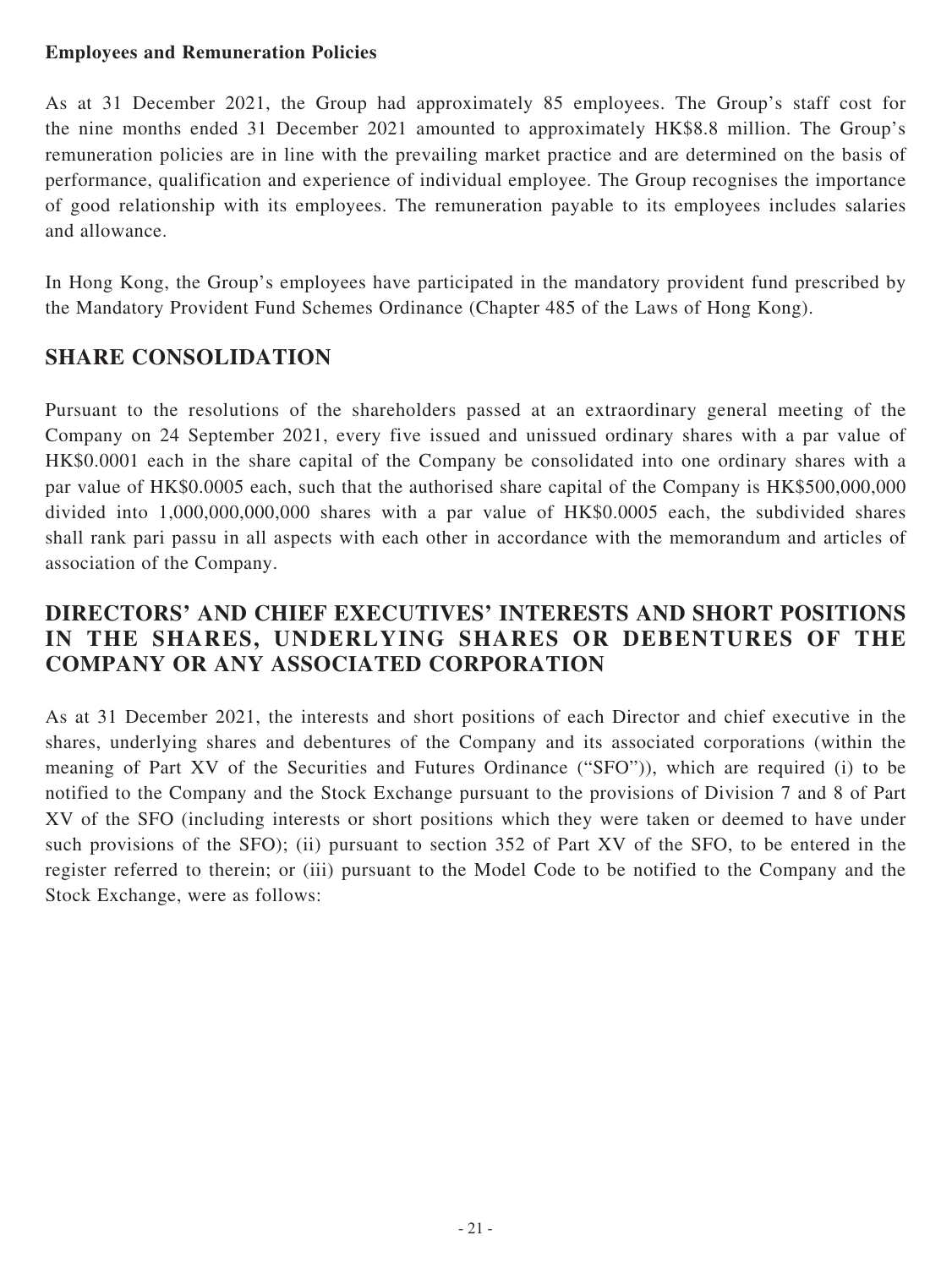**Employees and Remuneration Policies**

As at 31 December 2021, the Group had approximately 85 employees. The Group's staff cost for the nine months ended 31 December 2021 amounted to approximately HK$8.8 million. The Group's remuneration policies are in line with the prevailing market practice and are determined on the basis of performance, qualification and experience of individual employee. The Group recognises the importance of good relationship with its employees. The remuneration payable to its employees includes salaries and allowance.

In Hong Kong, the Group's employees have participated in the mandatory provident fund prescribed by the Mandatory Provident Fund Schemes Ordinance (Chapter 485 of the Laws of Hong Kong).

## SHARE CONSOLIDATION

Pursuant to the resolutions of the shareholders passed at an extraordinary general meeting of the Company on 24 September 2021, every five issued and unissued ordinary shares with a par value of HK$0.0001 each in the share capital of the Company be consolidated into one ordinary shares with a par value of HK$0.0005 each, such that the authorised share capital of the Company is HK$500,000,000 divided into 1,000,000,000,000 shares with a par value of HK$0.0005 each, the subdivided shares shall rank pari passu in all aspects with each other in accordance with the memorandum and articles of association of the Company.

## DIRECTORS' AND CHIEF EXECUTIVES' INTERESTS AND SHORT POSITIONS IN THE SHARES, UNDERLYING SHARES OR DEBENTURES OF THE COMPANY OR ANY ASSOCIATED CORPORATION

As at 31 December 2021, the interests and short positions of each Director and chief executive in the shares, underlying shares and debentures of the Company and its associated corporations (within the meaning of Part XV of the Securities and Futures Ordinance ("SFO")), which are required (i) to be notified to the Company and the Stock Exchange pursuant to the provisions of Division 7 and 8 of Part XV of the SFO (including interests or short positions which they were taken or deemed to have under such provisions of the SFO); (ii) pursuant to section 352 of Part XV of the SFO, to be entered in the register referred to therein; or (iii) pursuant to the Model Code to be notified to the Company and the Stock Exchange, were as follows: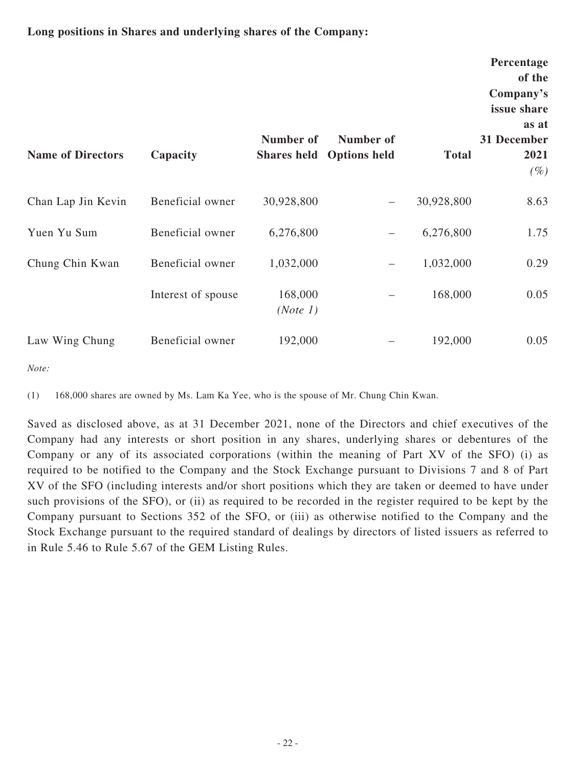**Long positions in Shares and underlying shares of the Company:**

| Name of Directors | Capacity | Number of Shares held | Number of Options held | Total | Percentage of the Company's issue share as at 31 December 2021 *(%)* |
|---|---|---|---|---|---|
| Chan Lap Jin Kevin | Beneficial owner | 30,928,800 | – | 30,928,800 | 8.63 |
| Yuen Yu Sum | Beneficial owner | 6,276,800 | – | 6,276,800 | 1.75 |
| Chung Chin Kwan | Beneficial owner | 1,032,000 | – | 1,032,000 | 0.29 |
| | Interest of spouse | 168,000 *(Note 1)* | – | 168,000 | 0.05 |
| Law Wing Chung | Beneficial owner | 192,000 | – | 192,000 | 0.05 |

*Note:*

(1) 168,000 shares are owned by Ms. Lam Ka Yee, who is the spouse of Mr. Chung Chin Kwan.

Saved as disclosed above, as at 31 December 2021, none of the Directors and chief executives of the Company had any interests or short position in any shares, underlying shares or debentures of the Company or any of its associated corporations (within the meaning of Part XV of the SFO) (i) as required to be notified to the Company and the Stock Exchange pursuant to Divisions 7 and 8 of Part XV of the SFO (including interests and/or short positions which they are taken or deemed to have under such provisions of the SFO), or (ii) as required to be recorded in the register required to be kept by the Company pursuant to Sections 352 of the SFO, or (iii) as otherwise notified to the Company and the Stock Exchange pursuant to the required standard of dealings by directors of listed issuers as referred to in Rule 5.46 to Rule 5.67 of the GEM Listing Rules.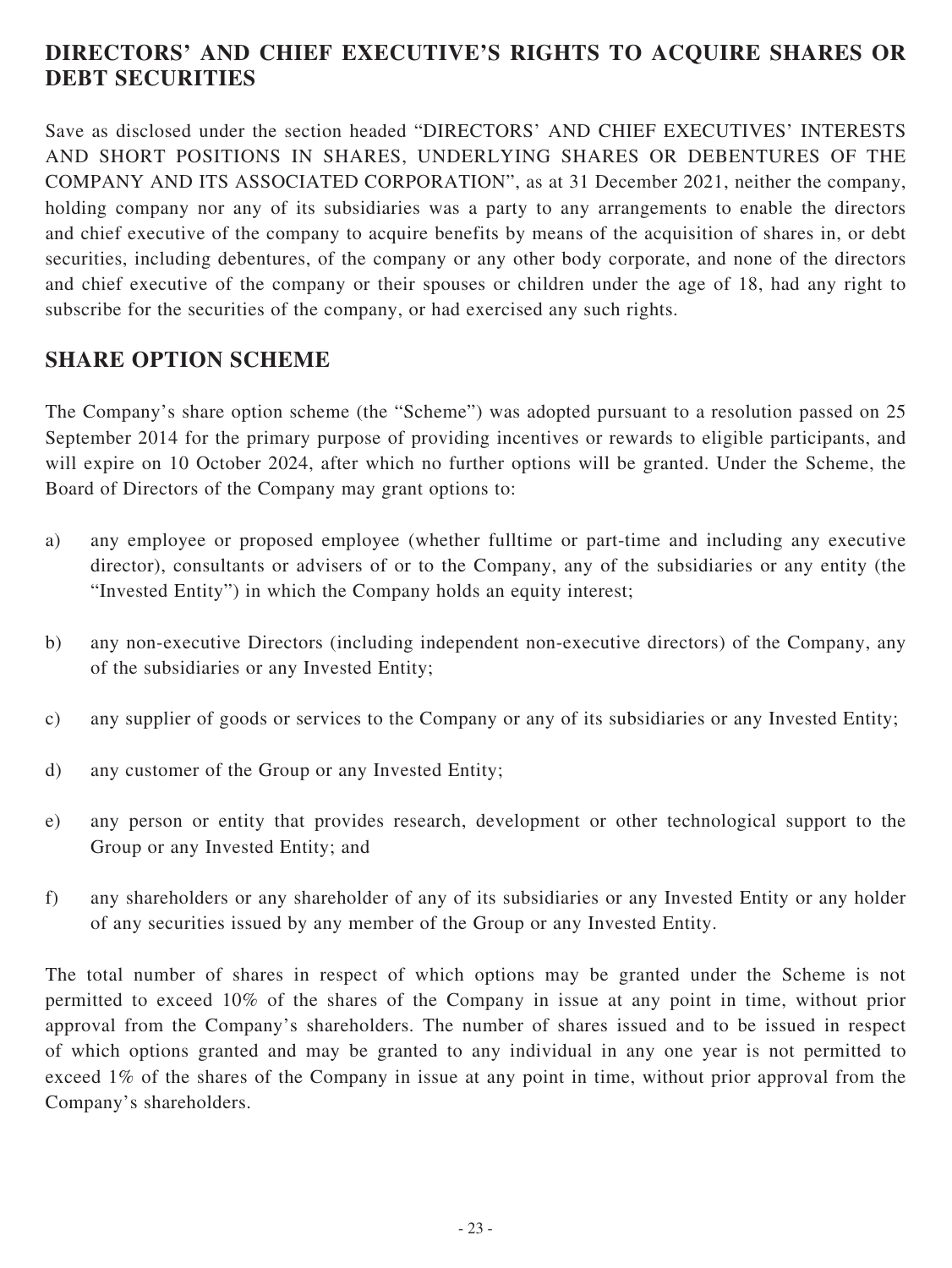## DIRECTORS' AND CHIEF EXECUTIVE'S RIGHTS TO ACQUIRE SHARES OR DEBT SECURITIES

Save as disclosed under the section headed "DIRECTORS' AND CHIEF EXECUTIVES' INTERESTS AND SHORT POSITIONS IN SHARES, UNDERLYING SHARES OR DEBENTURES OF THE COMPANY AND ITS ASSOCIATED CORPORATION", as at 31 December 2021, neither the company, holding company nor any of its subsidiaries was a party to any arrangements to enable the directors and chief executive of the company to acquire benefits by means of the acquisition of shares in, or debt securities, including debentures, of the company or any other body corporate, and none of the directors and chief executive of the company or their spouses or children under the age of 18, had any right to subscribe for the securities of the company, or had exercised any such rights.

## SHARE OPTION SCHEME

The Company's share option scheme (the "Scheme") was adopted pursuant to a resolution passed on 25 September 2014 for the primary purpose of providing incentives or rewards to eligible participants, and will expire on 10 October 2024, after which no further options will be granted. Under the Scheme, the Board of Directors of the Company may grant options to:

a) any employee or proposed employee (whether fulltime or part-time and including any executive director), consultants or advisers of or to the Company, any of the subsidiaries or any entity (the "Invested Entity") in which the Company holds an equity interest;

b) any non-executive Directors (including independent non-executive directors) of the Company, any of the subsidiaries or any Invested Entity;

c) any supplier of goods or services to the Company or any of its subsidiaries or any Invested Entity;

d) any customer of the Group or any Invested Entity;

e) any person or entity that provides research, development or other technological support to the Group or any Invested Entity; and

f) any shareholders or any shareholder of any of its subsidiaries or any Invested Entity or any holder of any securities issued by any member of the Group or any Invested Entity.

The total number of shares in respect of which options may be granted under the Scheme is not permitted to exceed 10% of the shares of the Company in issue at any point in time, without prior approval from the Company's shareholders. The number of shares issued and to be issued in respect of which options granted and may be granted to any individual in any one year is not permitted to exceed 1% of the shares of the Company in issue at any point in time, without prior approval from the Company's shareholders.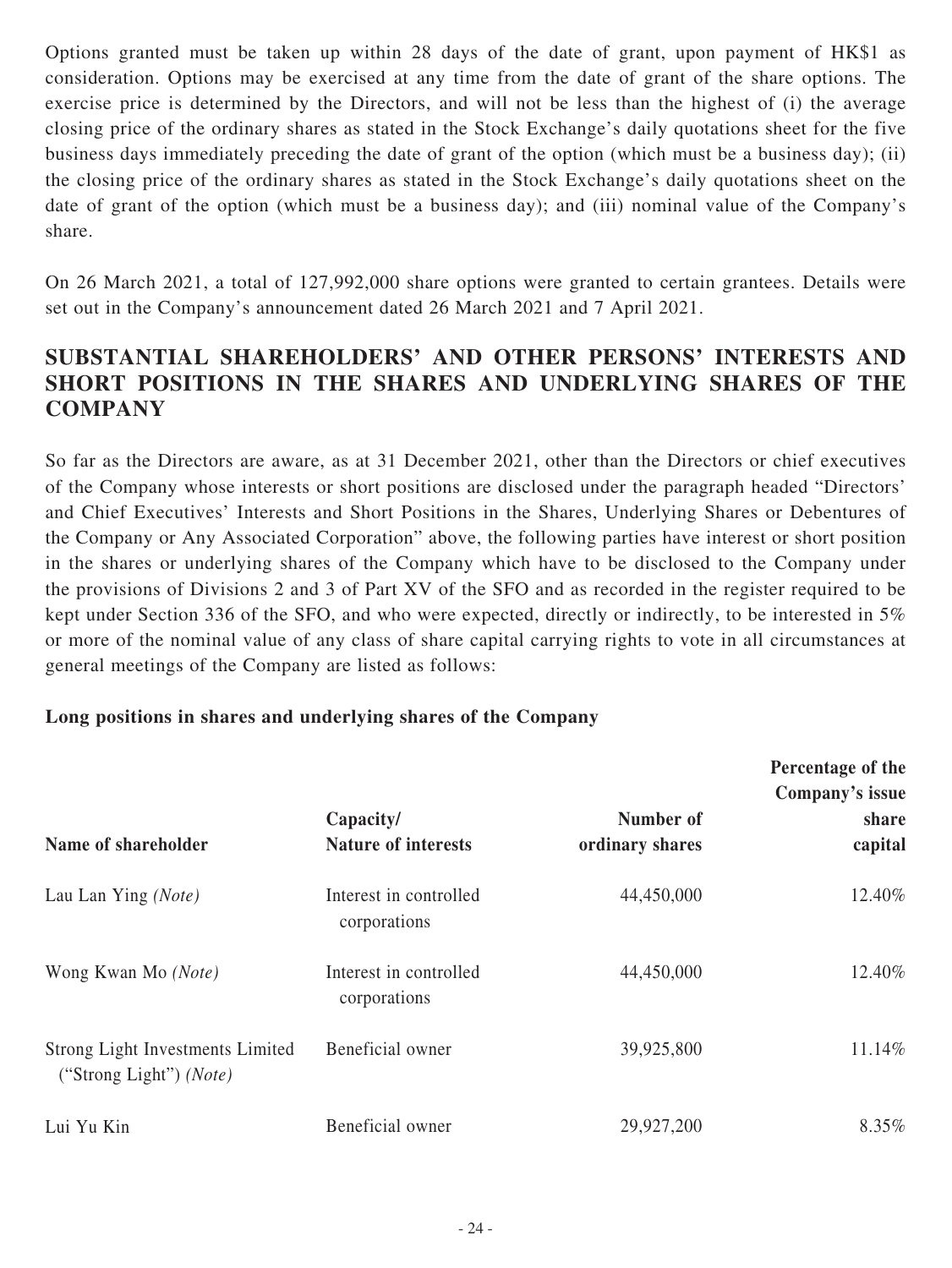Options granted must be taken up within 28 days of the date of grant, upon payment of HK$1 as consideration. Options may be exercised at any time from the date of grant of the share options. The exercise price is determined by the Directors, and will not be less than the highest of (i) the average closing price of the ordinary shares as stated in the Stock Exchange's daily quotations sheet for the five business days immediately preceding the date of grant of the option (which must be a business day); (ii) the closing price of the ordinary shares as stated in the Stock Exchange's daily quotations sheet on the date of grant of the option (which must be a business day); and (iii) nominal value of the Company's share.

On 26 March 2021, a total of 127,992,000 share options were granted to certain grantees. Details were set out in the Company's announcement dated 26 March 2021 and 7 April 2021.

## SUBSTANTIAL SHAREHOLDERS' AND OTHER PERSONS' INTERESTS AND SHORT POSITIONS IN THE SHARES AND UNDERLYING SHARES OF THE COMPANY

So far as the Directors are aware, as at 31 December 2021, other than the Directors or chief executives of the Company whose interests or short positions are disclosed under the paragraph headed "Directors' and Chief Executives' Interests and Short Positions in the Shares, Underlying Shares or Debentures of the Company or Any Associated Corporation" above, the following parties have interest or short position in the shares or underlying shares of the Company which have to be disclosed to the Company under the provisions of Divisions 2 and 3 of Part XV of the SFO and as recorded in the register required to be kept under Section 336 of the SFO, and who were expected, directly or indirectly, to be interested in 5% or more of the nominal value of any class of share capital carrying rights to vote in all circumstances at general meetings of the Company are listed as follows:

**Long positions in shares and underlying shares of the Company**

| Name of shareholder | Capacity/ Nature of interests | Number of ordinary shares | Percentage of the Company's issue share capital |
|---|---|---|---|
| Lau Lan Ying *(Note)* | Interest in controlled corporations | 44,450,000 | 12.40% |
| Wong Kwan Mo *(Note)* | Interest in controlled corporations | 44,450,000 | 12.40% |
| Strong Light Investments Limited ("Strong Light") *(Note)* | Beneficial owner | 39,925,800 | 11.14% |
| Lui Yu Kin | Beneficial owner | 29,927,200 | 8.35% |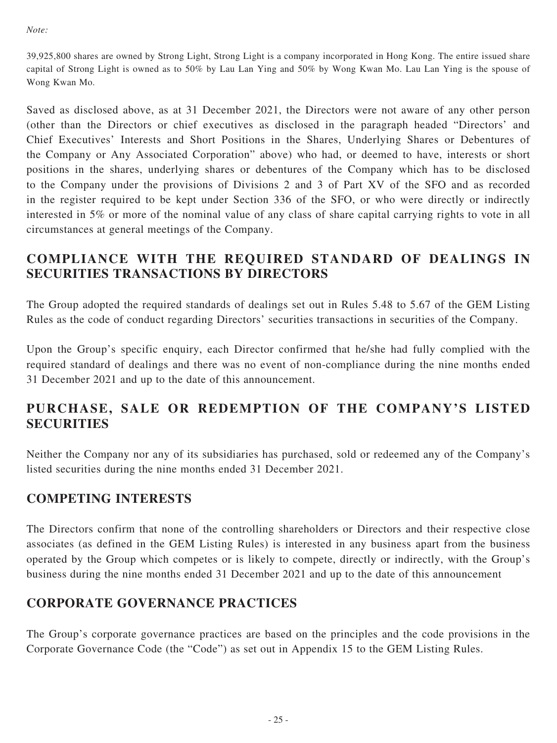*Note:*

39,925,800 shares are owned by Strong Light, Strong Light is a company incorporated in Hong Kong. The entire issued share capital of Strong Light is owned as to 50% by Lau Lan Ying and 50% by Wong Kwan Mo. Lau Lan Ying is the spouse of Wong Kwan Mo.

Saved as disclosed above, as at 31 December 2021, the Directors were not aware of any other person (other than the Directors or chief executives as disclosed in the paragraph headed "Directors' and Chief Executives' Interests and Short Positions in the Shares, Underlying Shares or Debentures of the Company or Any Associated Corporation" above) who had, or deemed to have, interests or short positions in the shares, underlying shares or debentures of the Company which has to be disclosed to the Company under the provisions of Divisions 2 and 3 of Part XV of the SFO and as recorded in the register required to be kept under Section 336 of the SFO, or who were directly or indirectly interested in 5% or more of the nominal value of any class of share capital carrying rights to vote in all circumstances at general meetings of the Company.

## COMPLIANCE WITH THE REQUIRED STANDARD OF DEALINGS IN SECURITIES TRANSACTIONS BY DIRECTORS

The Group adopted the required standards of dealings set out in Rules 5.48 to 5.67 of the GEM Listing Rules as the code of conduct regarding Directors' securities transactions in securities of the Company.

Upon the Group's specific enquiry, each Director confirmed that he/she had fully complied with the required standard of dealings and there was no event of non-compliance during the nine months ended 31 December 2021 and up to the date of this announcement.

## PURCHASE, SALE OR REDEMPTION OF THE COMPANY'S LISTED SECURITIES

Neither the Company nor any of its subsidiaries has purchased, sold or redeemed any of the Company's listed securities during the nine months ended 31 December 2021.

## COMPETING INTERESTS

The Directors confirm that none of the controlling shareholders or Directors and their respective close associates (as defined in the GEM Listing Rules) is interested in any business apart from the business operated by the Group which competes or is likely to compete, directly or indirectly, with the Group's business during the nine months ended 31 December 2021 and up to the date of this announcement

## CORPORATE GOVERNANCE PRACTICES

The Group's corporate governance practices are based on the principles and the code provisions in the Corporate Governance Code (the "Code") as set out in Appendix 15 to the GEM Listing Rules.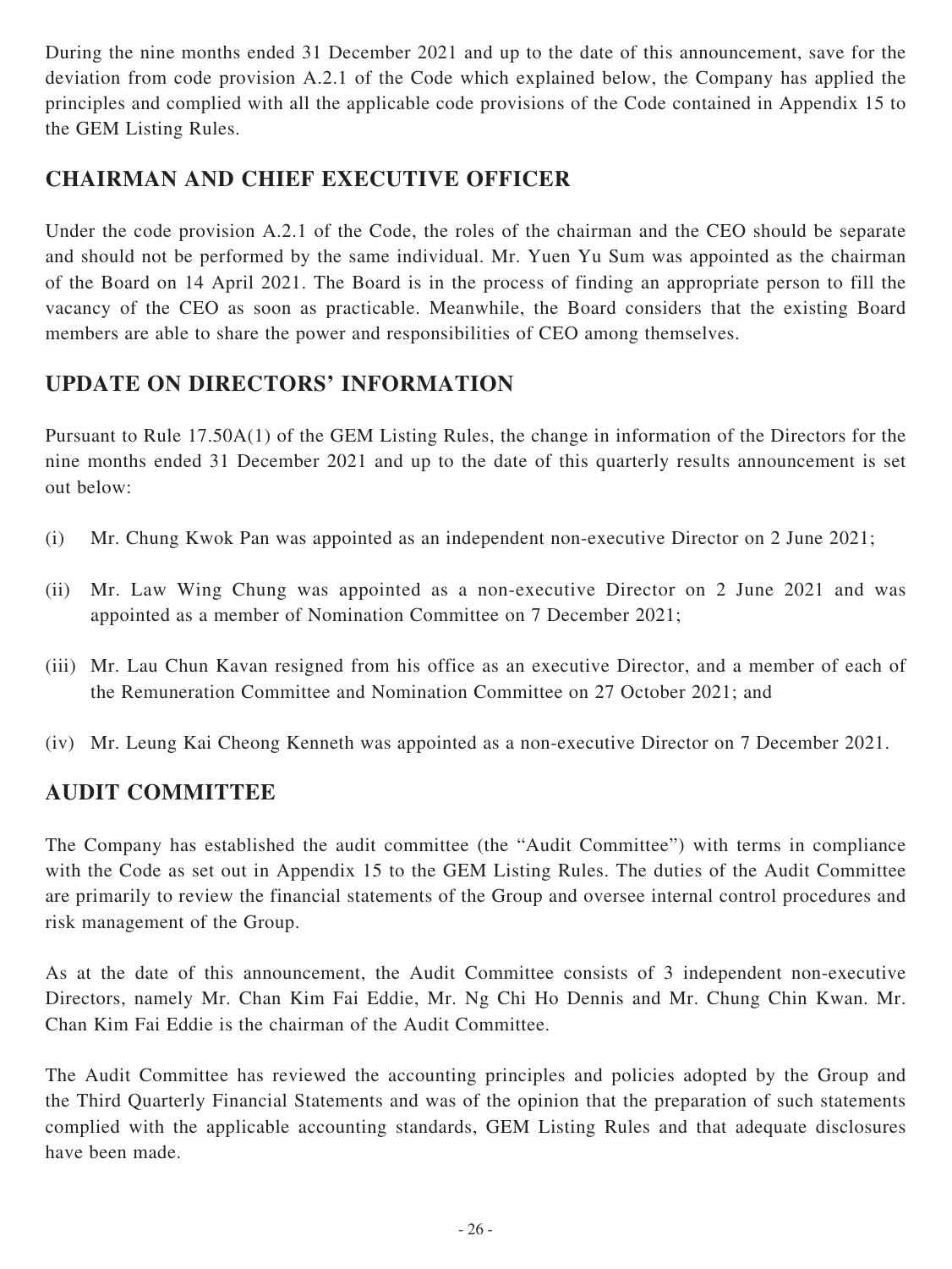During the nine months ended 31 December 2021 and up to the date of this announcement, save for the deviation from code provision A.2.1 of the Code which explained below, the Company has applied the principles and complied with all the applicable code provisions of the Code contained in Appendix 15 to the GEM Listing Rules.

## CHAIRMAN AND CHIEF EXECUTIVE OFFICER

Under the code provision A.2.1 of the Code, the roles of the chairman and the CEO should be separate and should not be performed by the same individual. Mr. Yuen Yu Sum was appointed as the chairman of the Board on 14 April 2021. The Board is in the process of finding an appropriate person to fill the vacancy of the CEO as soon as practicable. Meanwhile, the Board considers that the existing Board members are able to share the power and responsibilities of CEO among themselves.

## UPDATE ON DIRECTORS' INFORMATION

Pursuant to Rule 17.50A(1) of the GEM Listing Rules, the change in information of the Directors for the nine months ended 31 December 2021 and up to the date of this quarterly results announcement is set out below:

(i) Mr. Chung Kwok Pan was appointed as an independent non-executive Director on 2 June 2021;

(ii) Mr. Law Wing Chung was appointed as a non-executive Director on 2 June 2021 and was appointed as a member of Nomination Committee on 7 December 2021;

(iii) Mr. Lau Chun Kavan resigned from his office as an executive Director, and a member of each of the Remuneration Committee and Nomination Committee on 27 October 2021; and

(iv) Mr. Leung Kai Cheong Kenneth was appointed as a non-executive Director on 7 December 2021.

## AUDIT COMMITTEE

The Company has established the audit committee (the "Audit Committee") with terms in compliance with the Code as set out in Appendix 15 to the GEM Listing Rules. The duties of the Audit Committee are primarily to review the financial statements of the Group and oversee internal control procedures and risk management of the Group.

As at the date of this announcement, the Audit Committee consists of 3 independent non-executive Directors, namely Mr. Chan Kim Fai Eddie, Mr. Ng Chi Ho Dennis and Mr. Chung Chin Kwan. Mr. Chan Kim Fai Eddie is the chairman of the Audit Committee.

The Audit Committee has reviewed the accounting principles and policies adopted by the Group and the Third Quarterly Financial Statements and was of the opinion that the preparation of such statements complied with the applicable accounting standards, GEM Listing Rules and that adequate disclosures have been made.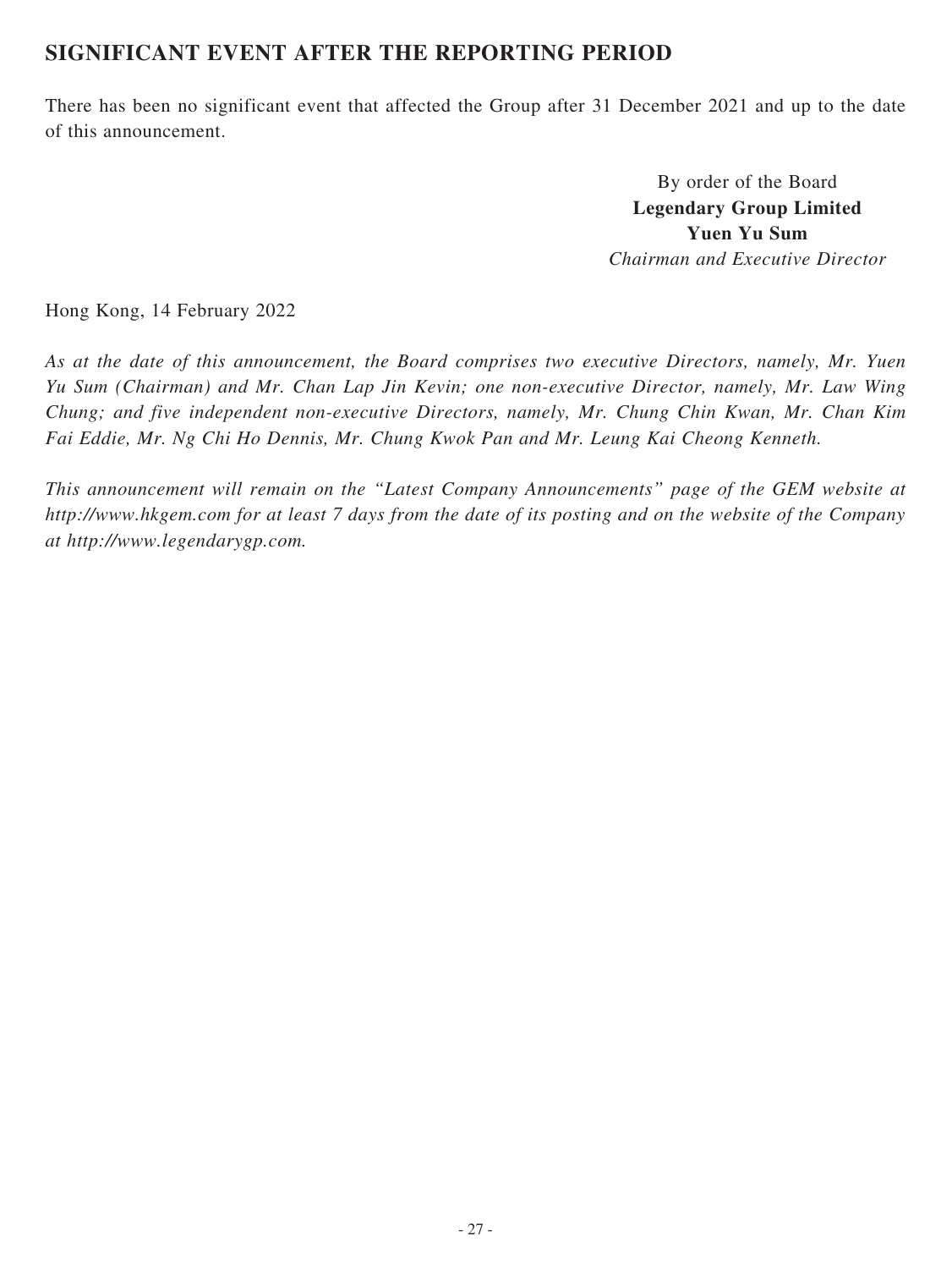## SIGNIFICANT EVENT AFTER THE REPORTING PERIOD

There has been no significant event that affected the Group after 31 December 2021 and up to the date of this announcement.

By order of the Board
**Legendary Group Limited**
**Yuen Yu Sum**
*Chairman and Executive Director*

Hong Kong, 14 February 2022

*As at the date of this announcement, the Board comprises two executive Directors, namely, Mr. Yuen Yu Sum (Chairman) and Mr. Chan Lap Jin Kevin; one non-executive Director, namely, Mr. Law Wing Chung; and five independent non-executive Directors, namely, Mr. Chung Chin Kwan, Mr. Chan Kim Fai Eddie, Mr. Ng Chi Ho Dennis, Mr. Chung Kwok Pan and Mr. Leung Kai Cheong Kenneth.*

*This announcement will remain on the "Latest Company Announcements" page of the GEM website at http://www.hkgem.com for at least 7 days from the date of its posting and on the website of the Company at http://www.legendarygp.com.*